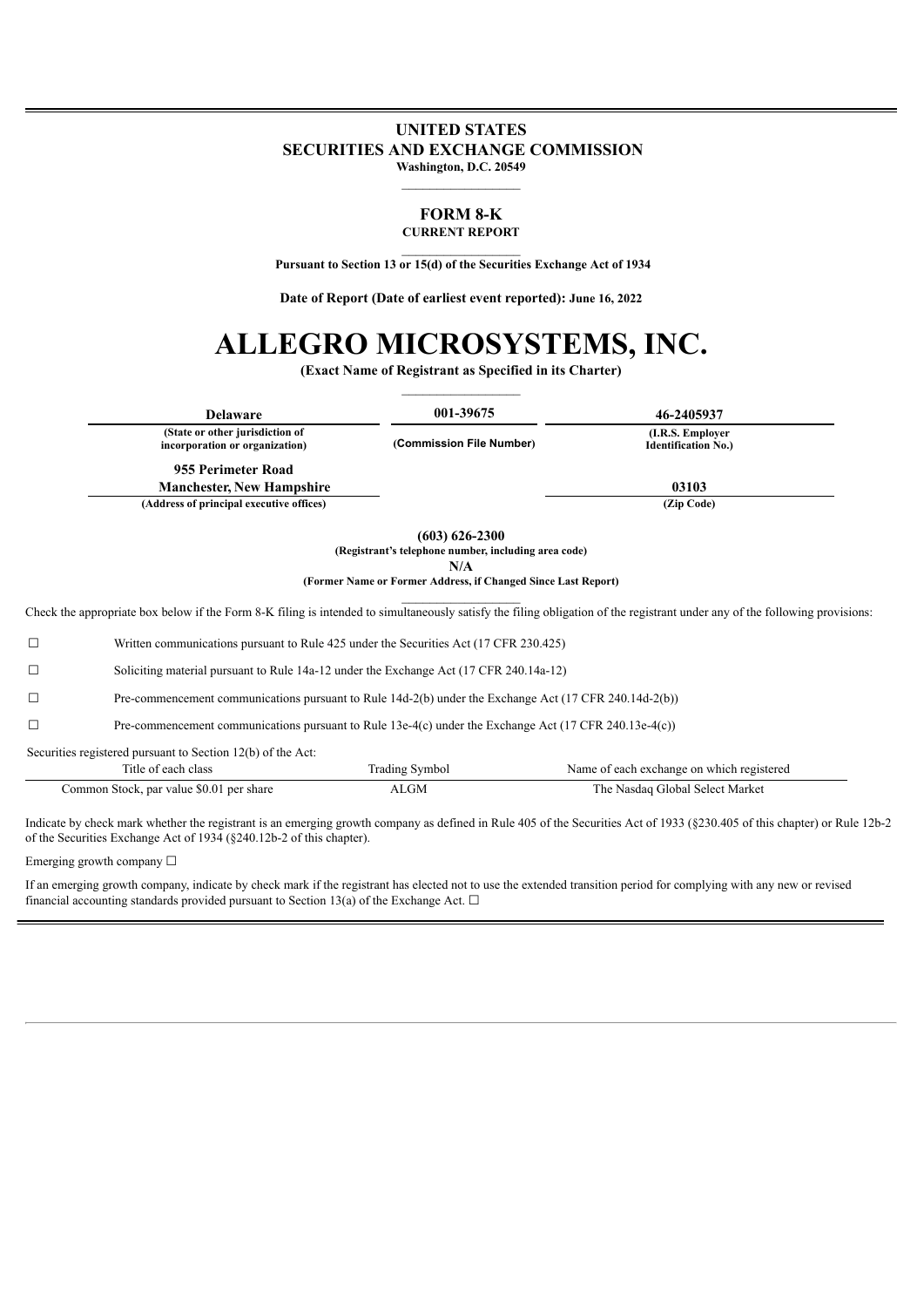# UNITED STATES
# SECURITIES AND EXCHANGE COMMISSION

**Washington, D.C. 20549**

## FORM 8-K

**CURRENT REPORT**

**Pursuant to Section 13 or 15(d) of the Securities Exchange Act of 1934**

**Date of Report (Date of earliest event reported): June 16, 2022**

# ALLEGRO MICROSYSTEMS, INC.

**(Exact Name of Registrant as Specified in its Charter)**

| Delaware | 001-39675 | 46-2405937 |
|---|---|---|
| (State or other jurisdiction of incorporation or organization) | (Commission File Number) | (I.R.S. Employer Identification No.) |

| 955 Perimeter Road Manchester, New Hampshire | 03103 |
|---|---|
| (Address of principal executive offices) | (Zip Code) |

**(603) 626-2300**
**(Registrant's telephone number, including area code)**

**N/A**
**(Former Name or Former Address, if Changed Since Last Report)**

Check the appropriate box below if the Form 8-K filing is intended to simultaneously satisfy the filing obligation of the registrant under any of the following provisions:

☐ Written communications pursuant to Rule 425 under the Securities Act (17 CFR 230.425)

☐ Soliciting material pursuant to Rule 14a-12 under the Exchange Act (17 CFR 240.14a-12)

☐ Pre-commencement communications pursuant to Rule 14d-2(b) under the Exchange Act (17 CFR 240.14d-2(b))

☐ Pre-commencement communications pursuant to Rule 13e-4(c) under the Exchange Act (17 CFR 240.13e-4(c))

Securities registered pursuant to Section 12(b) of the Act:

| Title of each class | Trading Symbol | Name of each exchange on which registered |
|---|---|---|
| Common Stock, par value $0.01 per share | ALGM | The Nasdaq Global Select Market |

Indicate by check mark whether the registrant is an emerging growth company as defined in Rule 405 of the Securities Act of 1933 (§230.405 of this chapter) or Rule 12b-2 of the Securities Exchange Act of 1934 (§240.12b-2 of this chapter).

Emerging growth company ☐

If an emerging growth company, indicate by check mark if the registrant has elected not to use the extended transition period for complying with any new or revised financial accounting standards provided pursuant to Section 13(a) of the Exchange Act. ☐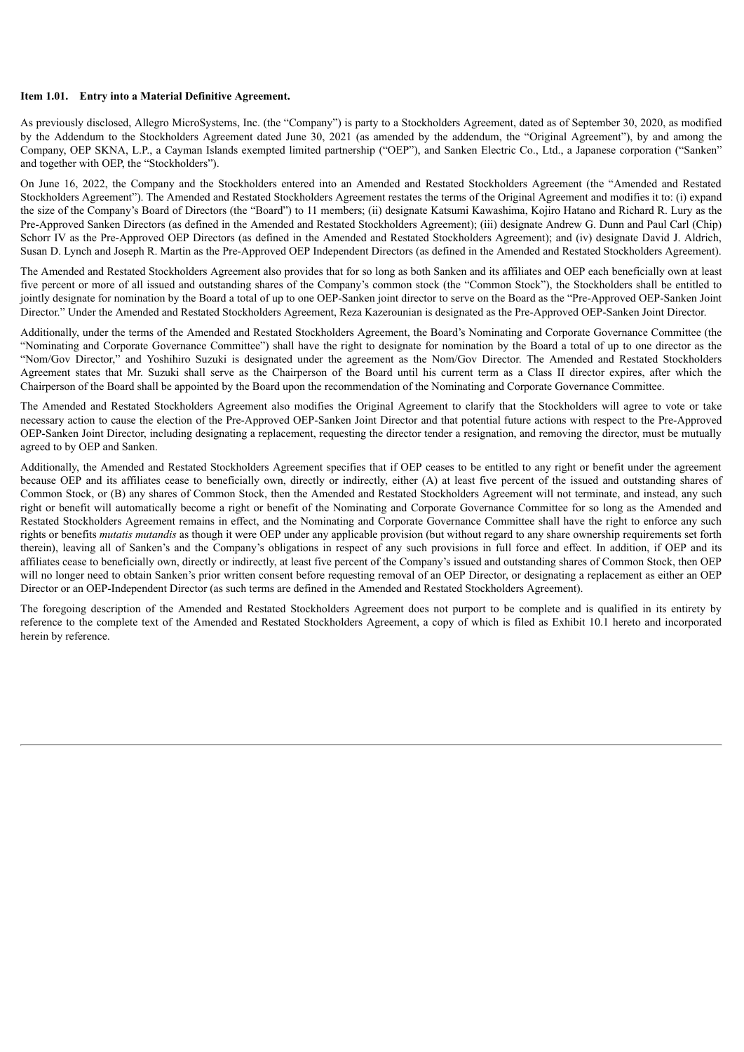**Item 1.01. Entry into a Material Definitive Agreement.**

As previously disclosed, Allegro MicroSystems, Inc. (the "Company") is party to a Stockholders Agreement, dated as of September 30, 2020, as modified by the Addendum to the Stockholders Agreement dated June 30, 2021 (as amended by the addendum, the "Original Agreement"), by and among the Company, OEP SKNA, L.P., a Cayman Islands exempted limited partnership ("OEP"), and Sanken Electric Co., Ltd., a Japanese corporation ("Sanken" and together with OEP, the "Stockholders").

On June 16, 2022, the Company and the Stockholders entered into an Amended and Restated Stockholders Agreement (the "Amended and Restated Stockholders Agreement"). The Amended and Restated Stockholders Agreement restates the terms of the Original Agreement and modifies it to: (i) expand the size of the Company's Board of Directors (the "Board") to 11 members; (ii) designate Katsumi Kawashima, Kojiro Hatano and Richard R. Lury as the Pre-Approved Sanken Directors (as defined in the Amended and Restated Stockholders Agreement); (iii) designate Andrew G. Dunn and Paul Carl (Chip) Schorr IV as the Pre-Approved OEP Directors (as defined in the Amended and Restated Stockholders Agreement); and (iv) designate David J. Aldrich, Susan D. Lynch and Joseph R. Martin as the Pre-Approved OEP Independent Directors (as defined in the Amended and Restated Stockholders Agreement).

The Amended and Restated Stockholders Agreement also provides that for so long as both Sanken and its affiliates and OEP each beneficially own at least five percent or more of all issued and outstanding shares of the Company's common stock (the "Common Stock"), the Stockholders shall be entitled to jointly designate for nomination by the Board a total of up to one OEP-Sanken joint director to serve on the Board as the "Pre-Approved OEP-Sanken Joint Director." Under the Amended and Restated Stockholders Agreement, Reza Kazerounian is designated as the Pre-Approved OEP-Sanken Joint Director.

Additionally, under the terms of the Amended and Restated Stockholders Agreement, the Board's Nominating and Corporate Governance Committee (the "Nominating and Corporate Governance Committee") shall have the right to designate for nomination by the Board a total of up to one director as the "Nom/Gov Director," and Yoshihiro Suzuki is designated under the agreement as the Nom/Gov Director. The Amended and Restated Stockholders Agreement states that Mr. Suzuki shall serve as the Chairperson of the Board until his current term as a Class II director expires, after which the Chairperson of the Board shall be appointed by the Board upon the recommendation of the Nominating and Corporate Governance Committee.

The Amended and Restated Stockholders Agreement also modifies the Original Agreement to clarify that the Stockholders will agree to vote or take necessary action to cause the election of the Pre-Approved OEP-Sanken Joint Director and that potential future actions with respect to the Pre-Approved OEP-Sanken Joint Director, including designating a replacement, requesting the director tender a resignation, and removing the director, must be mutually agreed to by OEP and Sanken.

Additionally, the Amended and Restated Stockholders Agreement specifies that if OEP ceases to be entitled to any right or benefit under the agreement because OEP and its affiliates cease to beneficially own, directly or indirectly, either (A) at least five percent of the issued and outstanding shares of Common Stock, or (B) any shares of Common Stock, then the Amended and Restated Stockholders Agreement will not terminate, and instead, any such right or benefit will automatically become a right or benefit of the Nominating and Corporate Governance Committee for so long as the Amended and Restated Stockholders Agreement remains in effect, and the Nominating and Corporate Governance Committee shall have the right to enforce any such rights or benefits *mutatis mutandis* as though it were OEP under any applicable provision (but without regard to any share ownership requirements set forth therein), leaving all of Sanken's and the Company's obligations in respect of any such provisions in full force and effect. In addition, if OEP and its affiliates cease to beneficially own, directly or indirectly, at least five percent of the Company's issued and outstanding shares of Common Stock, then OEP will no longer need to obtain Sanken's prior written consent before requesting removal of an OEP Director, or designating a replacement as either an OEP Director or an OEP-Independent Director (as such terms are defined in the Amended and Restated Stockholders Agreement).

The foregoing description of the Amended and Restated Stockholders Agreement does not purport to be complete and is qualified in its entirety by reference to the complete text of the Amended and Restated Stockholders Agreement, a copy of which is filed as Exhibit 10.1 hereto and incorporated herein by reference.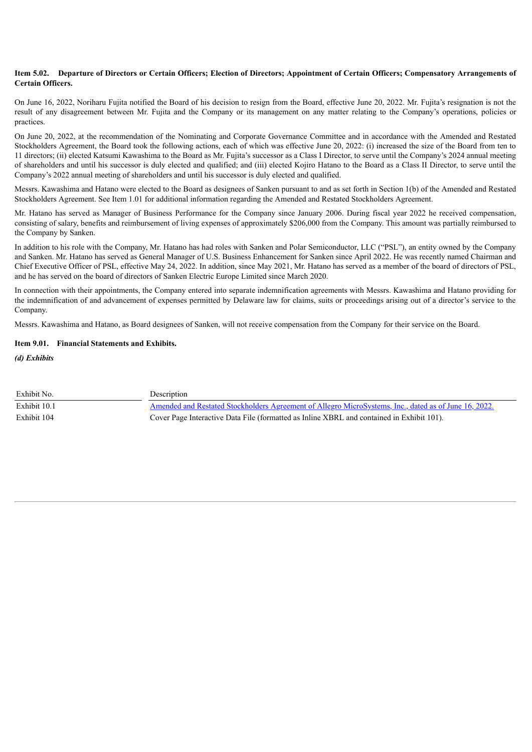**Item 5.02. Departure of Directors or Certain Officers; Election of Directors; Appointment of Certain Officers; Compensatory Arrangements of Certain Officers.**

On June 16, 2022, Noriharu Fujita notified the Board of his decision to resign from the Board, effective June 20, 2022. Mr. Fujita's resignation is not the result of any disagreement between Mr. Fujita and the Company or its management on any matter relating to the Company's operations, policies or practices.

On June 20, 2022, at the recommendation of the Nominating and Corporate Governance Committee and in accordance with the Amended and Restated Stockholders Agreement, the Board took the following actions, each of which was effective June 20, 2022: (i) increased the size of the Board from ten to 11 directors; (ii) elected Katsumi Kawashima to the Board as Mr. Fujita's successor as a Class I Director, to serve until the Company's 2024 annual meeting of shareholders and until his successor is duly elected and qualified; and (iii) elected Kojiro Hatano to the Board as a Class II Director, to serve until the Company's 2022 annual meeting of shareholders and until his successor is duly elected and qualified.

Messrs. Kawashima and Hatano were elected to the Board as designees of Sanken pursuant to and as set forth in Section 1(b) of the Amended and Restated Stockholders Agreement. See Item 1.01 for additional information regarding the Amended and Restated Stockholders Agreement.

Mr. Hatano has served as Manager of Business Performance for the Company since January 2006. During fiscal year 2022 he received compensation, consisting of salary, benefits and reimbursement of living expenses of approximately $206,000 from the Company. This amount was partially reimbursed to the Company by Sanken.

In addition to his role with the Company, Mr. Hatano has had roles with Sanken and Polar Semiconductor, LLC ("PSL"), an entity owned by the Company and Sanken. Mr. Hatano has served as General Manager of U.S. Business Enhancement for Sanken since April 2022. He was recently named Chairman and Chief Executive Officer of PSL, effective May 24, 2022. In addition, since May 2021, Mr. Hatano has served as a member of the board of directors of PSL, and he has served on the board of directors of Sanken Electric Europe Limited since March 2020.

In connection with their appointments, the Company entered into separate indemnification agreements with Messrs. Kawashima and Hatano providing for the indemnification of and advancement of expenses permitted by Delaware law for claims, suits or proceedings arising out of a director's service to the Company.

Messrs. Kawashima and Hatano, as Board designees of Sanken, will not receive compensation from the Company for their service on the Board.

**Item 9.01. Financial Statements and Exhibits.**

***(d) Exhibits***

| Exhibit No. | Description |
| --- | --- |
| Exhibit 10.1 | Amended and Restated Stockholders Agreement of Allegro MicroSystems, Inc., dated as of June 16, 2022. |
| Exhibit 104 | Cover Page Interactive Data File (formatted as Inline XBRL and contained in Exhibit 101). |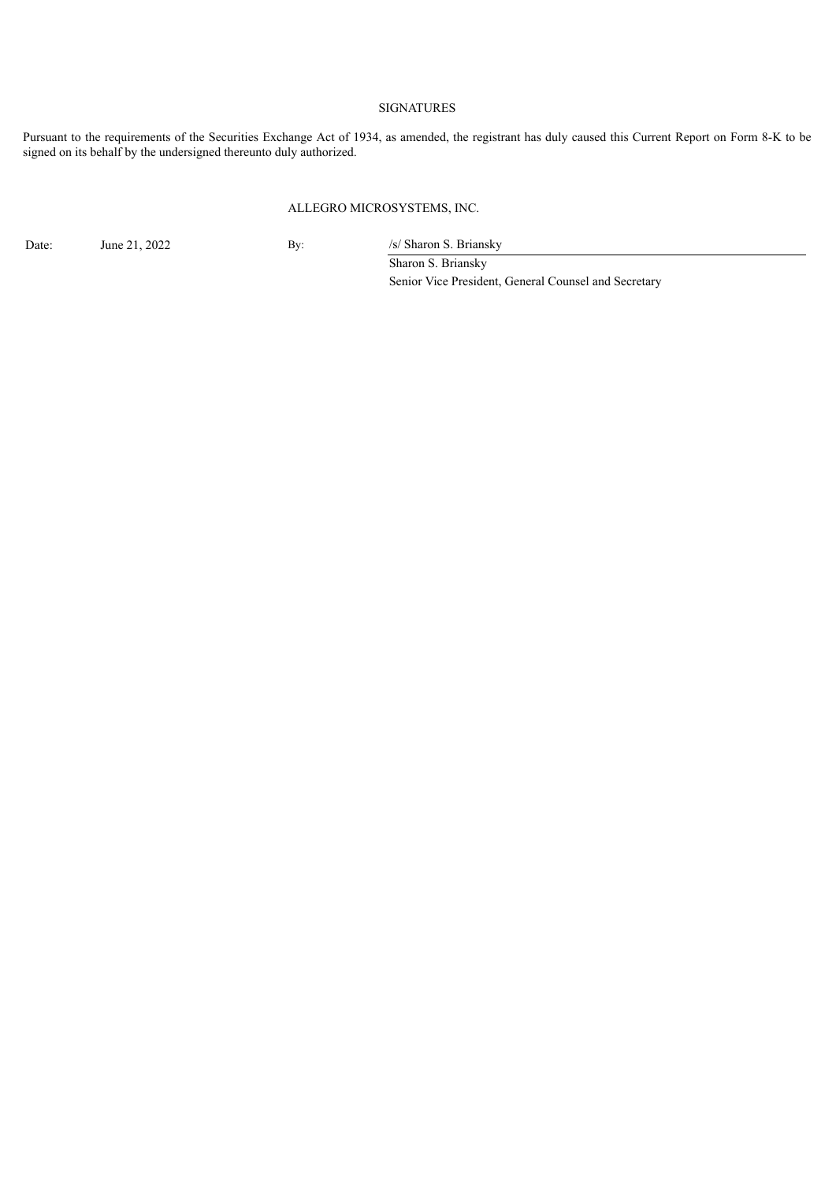SIGNATURES

Pursuant to the requirements of the Securities Exchange Act of 1934, as amended, the registrant has duly caused this Current Report on Form 8-K to be signed on its behalf by the undersigned thereunto duly authorized.

ALLEGRO MICROSYSTEMS, INC.

| | | | |
|---|---|---|---|
| Date: | June 21, 2022 | By: | /s/ Sharon S. Briansky |
| | | | Sharon S. Briansky |
| | | | Senior Vice President, General Counsel and Secretary |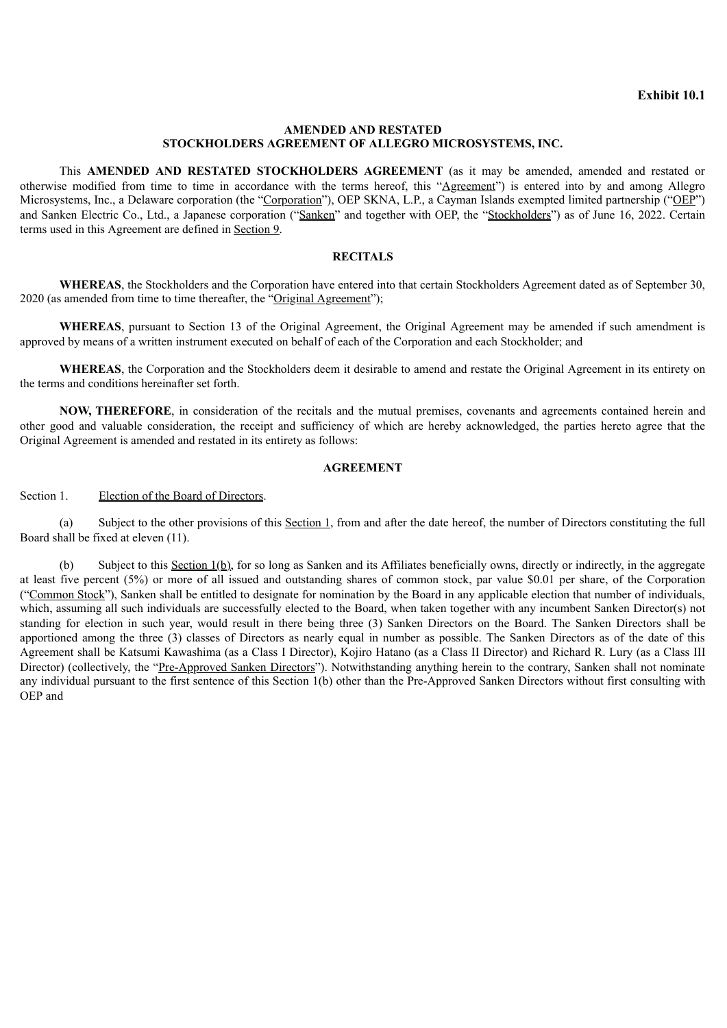**Exhibit 10.1**

**AMENDED AND RESTATED**
**STOCKHOLDERS AGREEMENT OF ALLEGRO MICROSYSTEMS, INC.**

This **AMENDED AND RESTATED STOCKHOLDERS AGREEMENT** (as it may be amended, amended and restated or otherwise modified from time to time in accordance with the terms hereof, this "Agreement") is entered into by and among Allegro Microsystems, Inc., a Delaware corporation (the "Corporation"), OEP SKNA, L.P., a Cayman Islands exempted limited partnership ("OEP") and Sanken Electric Co., Ltd., a Japanese corporation ("Sanken" and together with OEP, the "Stockholders") as of June 16, 2022. Certain terms used in this Agreement are defined in Section 9.

**RECITALS**

**WHEREAS**, the Stockholders and the Corporation have entered into that certain Stockholders Agreement dated as of September 30, 2020 (as amended from time to time thereafter, the "Original Agreement");

**WHEREAS**, pursuant to Section 13 of the Original Agreement, the Original Agreement may be amended if such amendment is approved by means of a written instrument executed on behalf of each of the Corporation and each Stockholder; and

**WHEREAS**, the Corporation and the Stockholders deem it desirable to amend and restate the Original Agreement in its entirety on the terms and conditions hereinafter set forth.

**NOW, THEREFORE**, in consideration of the recitals and the mutual premises, covenants and agreements contained herein and other good and valuable consideration, the receipt and sufficiency of which are hereby acknowledged, the parties hereto agree that the Original Agreement is amended and restated in its entirety as follows:

**AGREEMENT**

Section 1. Election of the Board of Directors.

(a) Subject to the other provisions of this Section 1, from and after the date hereof, the number of Directors constituting the full Board shall be fixed at eleven (11).

(b) Subject to this Section 1(b), for so long as Sanken and its Affiliates beneficially owns, directly or indirectly, in the aggregate at least five percent (5%) or more of all issued and outstanding shares of common stock, par value $0.01 per share, of the Corporation ("Common Stock"), Sanken shall be entitled to designate for nomination by the Board in any applicable election that number of individuals, which, assuming all such individuals are successfully elected to the Board, when taken together with any incumbent Sanken Director(s) not standing for election in such year, would result in there being three (3) Sanken Directors on the Board. The Sanken Directors shall be apportioned among the three (3) classes of Directors as nearly equal in number as possible. The Sanken Directors as of the date of this Agreement shall be Katsumi Kawashima (as a Class I Director), Kojiro Hatano (as a Class II Director) and Richard R. Lury (as a Class III Director) (collectively, the "Pre-Approved Sanken Directors"). Notwithstanding anything herein to the contrary, Sanken shall not nominate any individual pursuant to the first sentence of this Section 1(b) other than the Pre-Approved Sanken Directors without first consulting with OEP and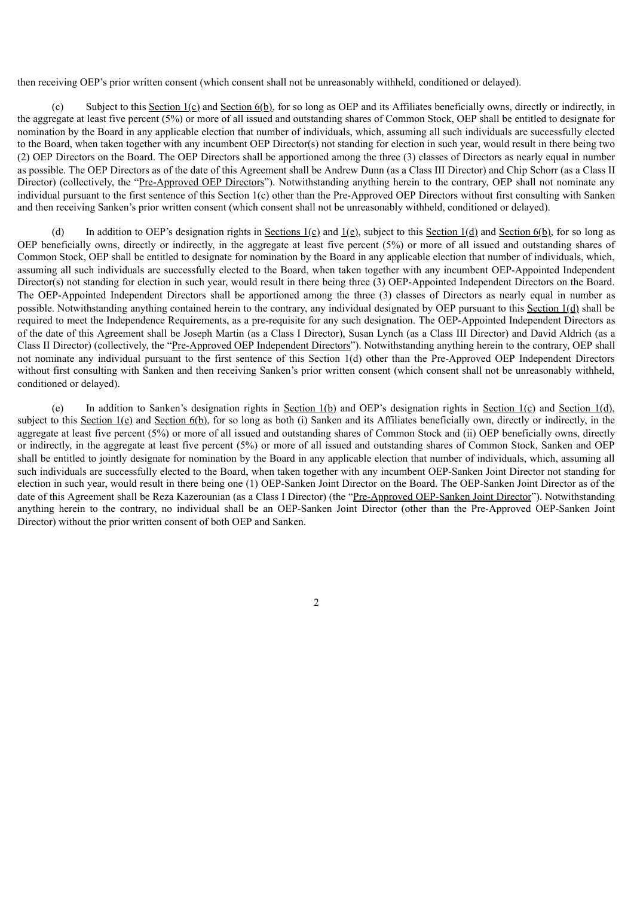then receiving OEP's prior written consent (which consent shall not be unreasonably withheld, conditioned or delayed).

(c) Subject to this Section 1(c) and Section 6(b), for so long as OEP and its Affiliates beneficially owns, directly or indirectly, in the aggregate at least five percent (5%) or more of all issued and outstanding shares of Common Stock, OEP shall be entitled to designate for nomination by the Board in any applicable election that number of individuals, which, assuming all such individuals are successfully elected to the Board, when taken together with any incumbent OEP Director(s) not standing for election in such year, would result in there being two (2) OEP Directors on the Board. The OEP Directors shall be apportioned among the three (3) classes of Directors as nearly equal in number as possible. The OEP Directors as of the date of this Agreement shall be Andrew Dunn (as a Class III Director) and Chip Schorr (as a Class II Director) (collectively, the "Pre-Approved OEP Directors"). Notwithstanding anything herein to the contrary, OEP shall not nominate any individual pursuant to the first sentence of this Section 1(c) other than the Pre-Approved OEP Directors without first consulting with Sanken and then receiving Sanken's prior written consent (which consent shall not be unreasonably withheld, conditioned or delayed).

(d) In addition to OEP's designation rights in Sections 1(c) and 1(e), subject to this Section 1(d) and Section 6(b), for so long as OEP beneficially owns, directly or indirectly, in the aggregate at least five percent (5%) or more of all issued and outstanding shares of Common Stock, OEP shall be entitled to designate for nomination by the Board in any applicable election that number of individuals, which, assuming all such individuals are successfully elected to the Board, when taken together with any incumbent OEP-Appointed Independent Director(s) not standing for election in such year, would result in there being three (3) OEP-Appointed Independent Directors on the Board. The OEP-Appointed Independent Directors shall be apportioned among the three (3) classes of Directors as nearly equal in number as possible. Notwithstanding anything contained herein to the contrary, any individual designated by OEP pursuant to this Section 1(d) shall be required to meet the Independence Requirements, as a pre-requisite for any such designation. The OEP-Appointed Independent Directors as of the date of this Agreement shall be Joseph Martin (as a Class I Director), Susan Lynch (as a Class III Director) and David Aldrich (as a Class II Director) (collectively, the "Pre-Approved OEP Independent Directors"). Notwithstanding anything herein to the contrary, OEP shall not nominate any individual pursuant to the first sentence of this Section 1(d) other than the Pre-Approved OEP Independent Directors without first consulting with Sanken and then receiving Sanken's prior written consent (which consent shall not be unreasonably withheld, conditioned or delayed).

(e) In addition to Sanken's designation rights in Section 1(b) and OEP's designation rights in Section 1(c) and Section 1(d), subject to this Section 1(e) and Section 6(b), for so long as both (i) Sanken and its Affiliates beneficially own, directly or indirectly, in the aggregate at least five percent (5%) or more of all issued and outstanding shares of Common Stock and (ii) OEP beneficially owns, directly or indirectly, in the aggregate at least five percent (5%) or more of all issued and outstanding shares of Common Stock, Sanken and OEP shall be entitled to jointly designate for nomination by the Board in any applicable election that number of individuals, which, assuming all such individuals are successfully elected to the Board, when taken together with any incumbent OEP-Sanken Joint Director not standing for election in such year, would result in there being one (1) OEP-Sanken Joint Director on the Board. The OEP-Sanken Joint Director as of the date of this Agreement shall be Reza Kazerounian (as a Class I Director) (the "Pre-Approved OEP-Sanken Joint Director"). Notwithstanding anything herein to the contrary, no individual shall be an OEP-Sanken Joint Director (other than the Pre-Approved OEP-Sanken Joint Director) without the prior written consent of both OEP and Sanken.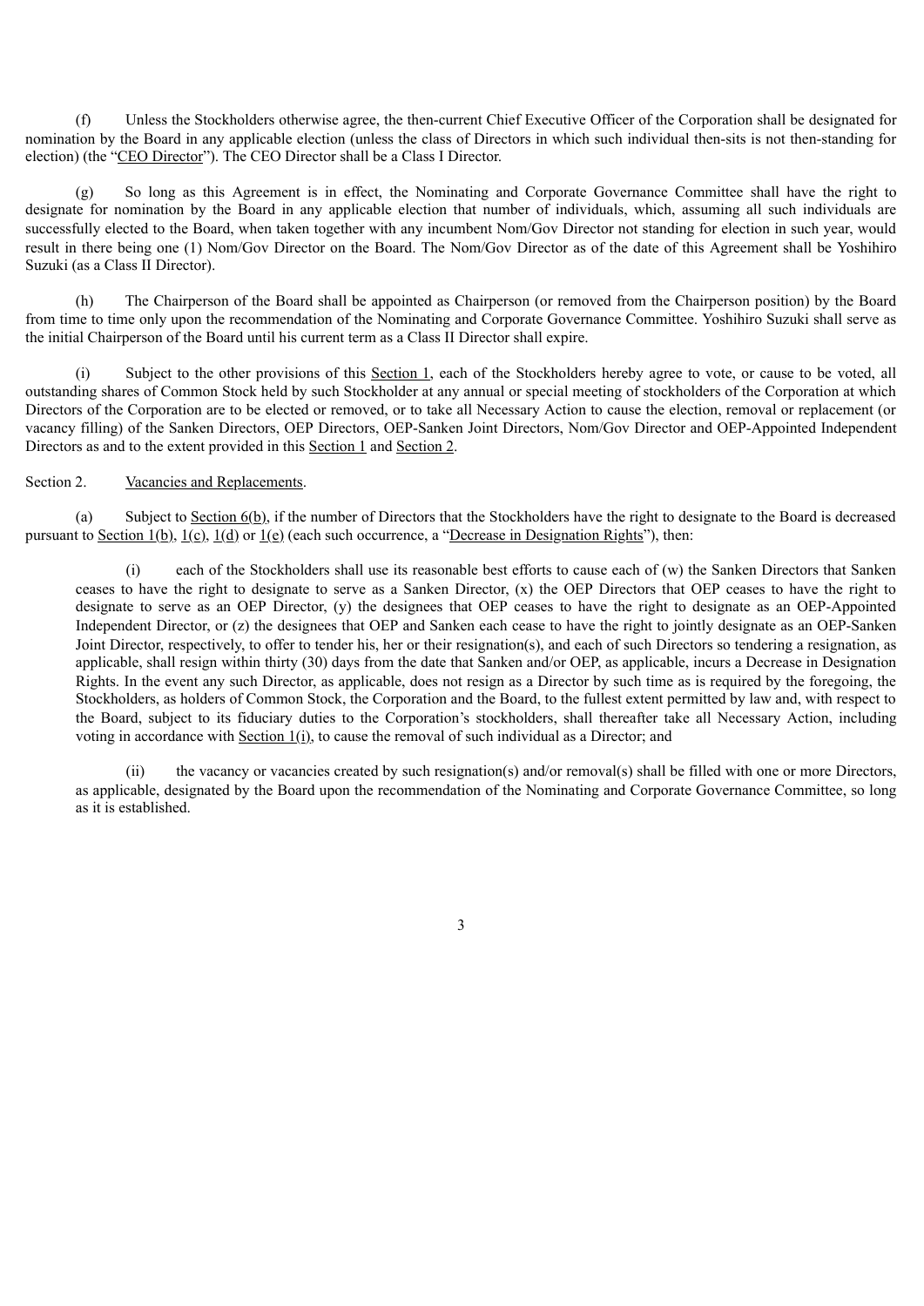(f) Unless the Stockholders otherwise agree, the then-current Chief Executive Officer of the Corporation shall be designated for nomination by the Board in any applicable election (unless the class of Directors in which such individual then-sits is not then-standing for election) (the "CEO Director"). The CEO Director shall be a Class I Director.

(g) So long as this Agreement is in effect, the Nominating and Corporate Governance Committee shall have the right to designate for nomination by the Board in any applicable election that number of individuals, which, assuming all such individuals are successfully elected to the Board, when taken together with any incumbent Nom/Gov Director not standing for election in such year, would result in there being one (1) Nom/Gov Director on the Board. The Nom/Gov Director as of the date of this Agreement shall be Yoshihiro Suzuki (as a Class II Director).

(h) The Chairperson of the Board shall be appointed as Chairperson (or removed from the Chairperson position) by the Board from time to time only upon the recommendation of the Nominating and Corporate Governance Committee. Yoshihiro Suzuki shall serve as the initial Chairperson of the Board until his current term as a Class II Director shall expire.

(i) Subject to the other provisions of this Section 1, each of the Stockholders hereby agree to vote, or cause to be voted, all outstanding shares of Common Stock held by such Stockholder at any annual or special meeting of stockholders of the Corporation at which Directors of the Corporation are to be elected or removed, or to take all Necessary Action to cause the election, removal or replacement (or vacancy filling) of the Sanken Directors, OEP Directors, OEP-Sanken Joint Directors, Nom/Gov Director and OEP-Appointed Independent Directors as and to the extent provided in this Section 1 and Section 2.

Section 2. Vacancies and Replacements.

(a) Subject to Section 6(b), if the number of Directors that the Stockholders have the right to designate to the Board is decreased pursuant to Section 1(b), 1(c), 1(d) or 1(e) (each such occurrence, a "Decrease in Designation Rights"), then:

(i) each of the Stockholders shall use its reasonable best efforts to cause each of (w) the Sanken Directors that Sanken ceases to have the right to designate to serve as a Sanken Director, (x) the OEP Directors that OEP ceases to have the right to designate to serve as an OEP Director, (y) the designees that OEP ceases to have the right to designate as an OEP-Appointed Independent Director, or (z) the designees that OEP and Sanken each cease to have the right to jointly designate as an OEP-Sanken Joint Director, respectively, to offer to tender his, her or their resignation(s), and each of such Directors so tendering a resignation, as applicable, shall resign within thirty (30) days from the date that Sanken and/or OEP, as applicable, incurs a Decrease in Designation Rights. In the event any such Director, as applicable, does not resign as a Director by such time as is required by the foregoing, the Stockholders, as holders of Common Stock, the Corporation and the Board, to the fullest extent permitted by law and, with respect to the Board, subject to its fiduciary duties to the Corporation's stockholders, shall thereafter take all Necessary Action, including voting in accordance with Section 1(i), to cause the removal of such individual as a Director; and

(ii) the vacancy or vacancies created by such resignation(s) and/or removal(s) shall be filled with one or more Directors, as applicable, designated by the Board upon the recommendation of the Nominating and Corporate Governance Committee, so long as it is established.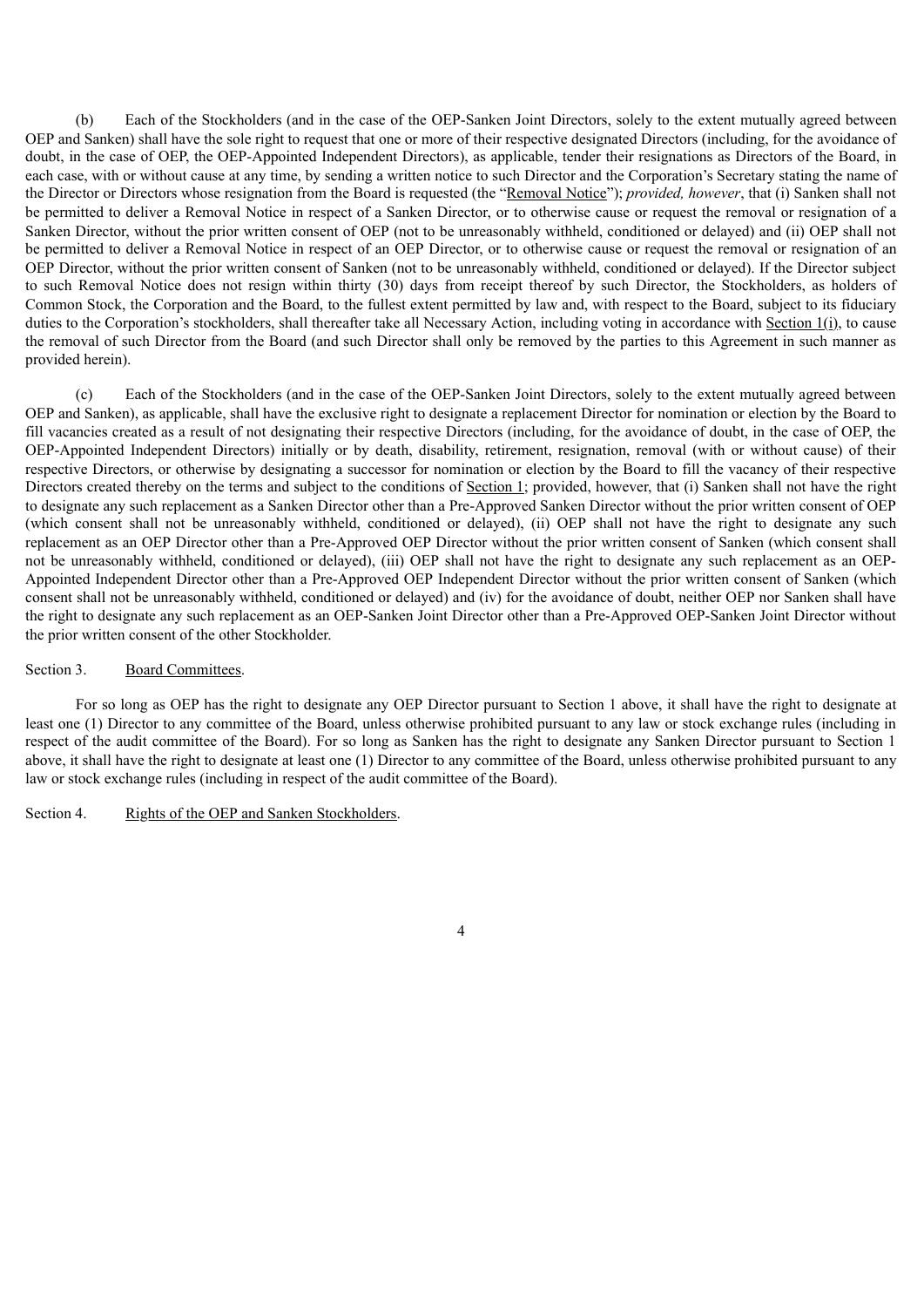(b) Each of the Stockholders (and in the case of the OEP-Sanken Joint Directors, solely to the extent mutually agreed between OEP and Sanken) shall have the sole right to request that one or more of their respective designated Directors (including, for the avoidance of doubt, in the case of OEP, the OEP-Appointed Independent Directors), as applicable, tender their resignations as Directors of the Board, in each case, with or without cause at any time, by sending a written notice to such Director and the Corporation's Secretary stating the name of the Director or Directors whose resignation from the Board is requested (the "Removal Notice"); *provided, however*, that (i) Sanken shall not be permitted to deliver a Removal Notice in respect of a Sanken Director, or to otherwise cause or request the removal or resignation of a Sanken Director, without the prior written consent of OEP (not to be unreasonably withheld, conditioned or delayed) and (ii) OEP shall not be permitted to deliver a Removal Notice in respect of an OEP Director, or to otherwise cause or request the removal or resignation of an OEP Director, without the prior written consent of Sanken (not to be unreasonably withheld, conditioned or delayed). If the Director subject to such Removal Notice does not resign within thirty (30) days from receipt thereof by such Director, the Stockholders, as holders of Common Stock, the Corporation and the Board, to the fullest extent permitted by law and, with respect to the Board, subject to its fiduciary duties to the Corporation's stockholders, shall thereafter take all Necessary Action, including voting in accordance with Section 1(i), to cause the removal of such Director from the Board (and such Director shall only be removed by the parties to this Agreement in such manner as provided herein).

(c) Each of the Stockholders (and in the case of the OEP-Sanken Joint Directors, solely to the extent mutually agreed between OEP and Sanken), as applicable, shall have the exclusive right to designate a replacement Director for nomination or election by the Board to fill vacancies created as a result of not designating their respective Directors (including, for the avoidance of doubt, in the case of OEP, the OEP-Appointed Independent Directors) initially or by death, disability, retirement, resignation, removal (with or without cause) of their respective Directors, or otherwise by designating a successor for nomination or election by the Board to fill the vacancy of their respective Directors created thereby on the terms and subject to the conditions of Section 1; provided, however, that (i) Sanken shall not have the right to designate any such replacement as a Sanken Director other than a Pre-Approved Sanken Director without the prior written consent of OEP (which consent shall not be unreasonably withheld, conditioned or delayed), (ii) OEP shall not have the right to designate any such replacement as an OEP Director other than a Pre-Approved OEP Director without the prior written consent of Sanken (which consent shall not be unreasonably withheld, conditioned or delayed), (iii) OEP shall not have the right to designate any such replacement as an OEP-Appointed Independent Director other than a Pre-Approved OEP Independent Director without the prior written consent of Sanken (which consent shall not be unreasonably withheld, conditioned or delayed) and (iv) for the avoidance of doubt, neither OEP nor Sanken shall have the right to designate any such replacement as an OEP-Sanken Joint Director other than a Pre-Approved OEP-Sanken Joint Director without the prior written consent of the other Stockholder.

Section 3. Board Committees.

For so long as OEP has the right to designate any OEP Director pursuant to Section 1 above, it shall have the right to designate at least one (1) Director to any committee of the Board, unless otherwise prohibited pursuant to any law or stock exchange rules (including in respect of the audit committee of the Board). For so long as Sanken has the right to designate any Sanken Director pursuant to Section 1 above, it shall have the right to designate at least one (1) Director to any committee of the Board, unless otherwise prohibited pursuant to any law or stock exchange rules (including in respect of the audit committee of the Board).

Section 4. Rights of the OEP and Sanken Stockholders.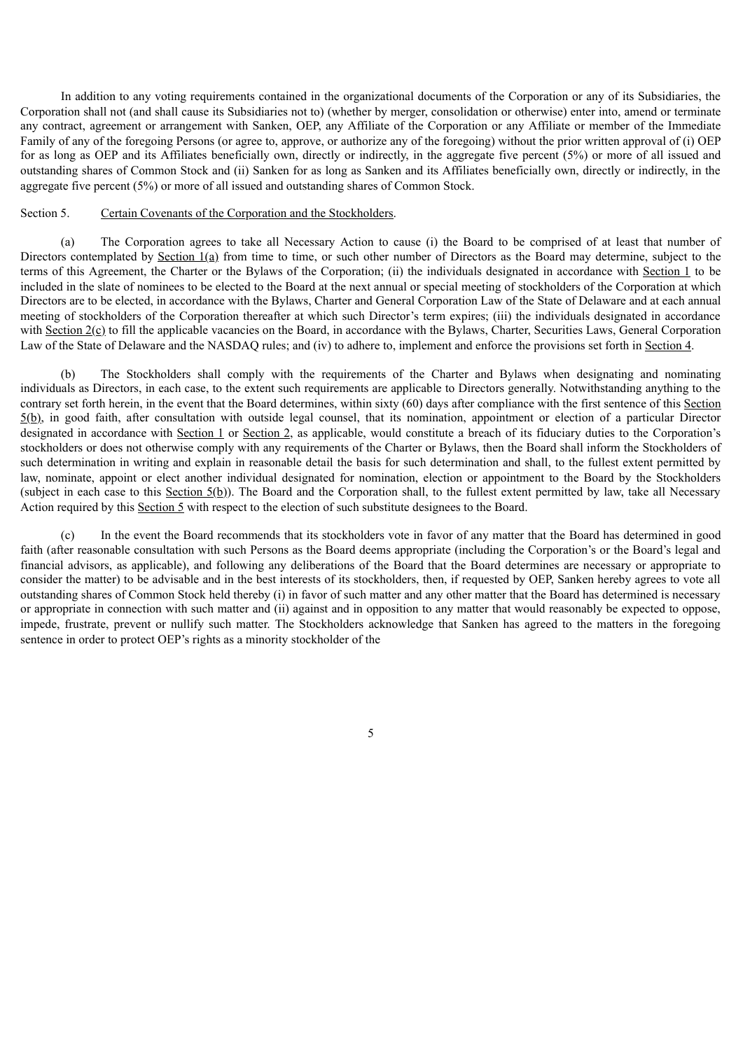In addition to any voting requirements contained in the organizational documents of the Corporation or any of its Subsidiaries, the Corporation shall not (and shall cause its Subsidiaries not to) (whether by merger, consolidation or otherwise) enter into, amend or terminate any contract, agreement or arrangement with Sanken, OEP, any Affiliate of the Corporation or any Affiliate or member of the Immediate Family of any of the foregoing Persons (or agree to, approve, or authorize any of the foregoing) without the prior written approval of (i) OEP for as long as OEP and its Affiliates beneficially own, directly or indirectly, in the aggregate five percent (5%) or more of all issued and outstanding shares of Common Stock and (ii) Sanken for as long as Sanken and its Affiliates beneficially own, directly or indirectly, in the aggregate five percent (5%) or more of all issued and outstanding shares of Common Stock.

Section 5. Certain Covenants of the Corporation and the Stockholders.

(a) The Corporation agrees to take all Necessary Action to cause (i) the Board to be comprised of at least that number of Directors contemplated by Section 1(a) from time to time, or such other number of Directors as the Board may determine, subject to the terms of this Agreement, the Charter or the Bylaws of the Corporation; (ii) the individuals designated in accordance with Section 1 to be included in the slate of nominees to be elected to the Board at the next annual or special meeting of stockholders of the Corporation at which Directors are to be elected, in accordance with the Bylaws, Charter and General Corporation Law of the State of Delaware and at each annual meeting of stockholders of the Corporation thereafter at which such Director's term expires; (iii) the individuals designated in accordance with Section 2(c) to fill the applicable vacancies on the Board, in accordance with the Bylaws, Charter, Securities Laws, General Corporation Law of the State of Delaware and the NASDAQ rules; and (iv) to adhere to, implement and enforce the provisions set forth in Section 4.

(b) The Stockholders shall comply with the requirements of the Charter and Bylaws when designating and nominating individuals as Directors, in each case, to the extent such requirements are applicable to Directors generally. Notwithstanding anything to the contrary set forth herein, in the event that the Board determines, within sixty (60) days after compliance with the first sentence of this Section 5(b), in good faith, after consultation with outside legal counsel, that its nomination, appointment or election of a particular Director designated in accordance with Section 1 or Section 2, as applicable, would constitute a breach of its fiduciary duties to the Corporation's stockholders or does not otherwise comply with any requirements of the Charter or Bylaws, then the Board shall inform the Stockholders of such determination in writing and explain in reasonable detail the basis for such determination and shall, to the fullest extent permitted by law, nominate, appoint or elect another individual designated for nomination, election or appointment to the Board by the Stockholders (subject in each case to this Section 5(b)). The Board and the Corporation shall, to the fullest extent permitted by law, take all Necessary Action required by this Section 5 with respect to the election of such substitute designees to the Board.

(c) In the event the Board recommends that its stockholders vote in favor of any matter that the Board has determined in good faith (after reasonable consultation with such Persons as the Board deems appropriate (including the Corporation's or the Board's legal and financial advisors, as applicable), and following any deliberations of the Board that the Board determines are necessary or appropriate to consider the matter) to be advisable and in the best interests of its stockholders, then, if requested by OEP, Sanken hereby agrees to vote all outstanding shares of Common Stock held thereby (i) in favor of such matter and any other matter that the Board has determined is necessary or appropriate in connection with such matter and (ii) against and in opposition to any matter that would reasonably be expected to oppose, impede, frustrate, prevent or nullify such matter. The Stockholders acknowledge that Sanken has agreed to the matters in the foregoing sentence in order to protect OEP's rights as a minority stockholder of the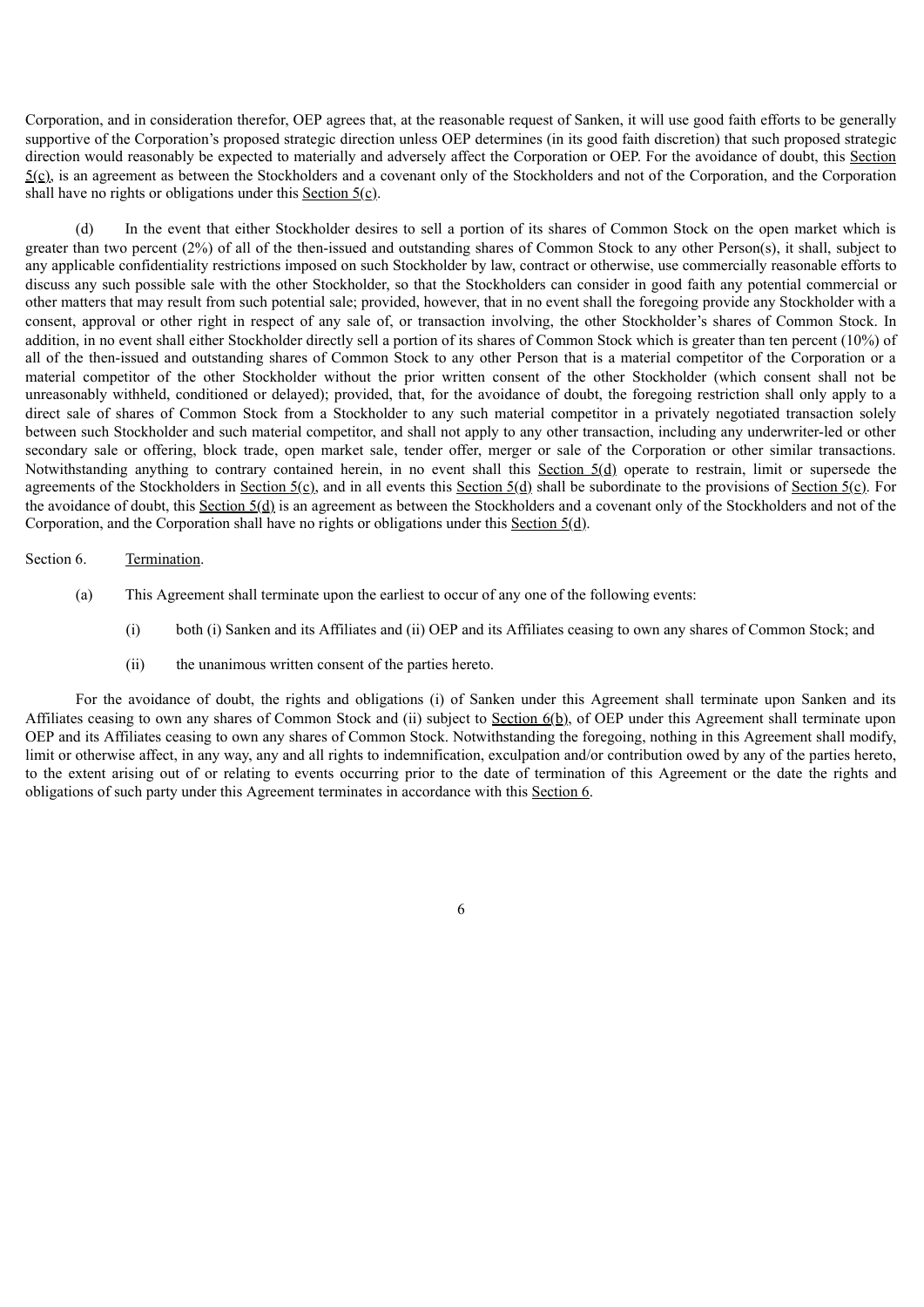Corporation, and in consideration therefor, OEP agrees that, at the reasonable request of Sanken, it will use good faith efforts to be generally supportive of the Corporation's proposed strategic direction unless OEP determines (in its good faith discretion) that such proposed strategic direction would reasonably be expected to materially and adversely affect the Corporation or OEP. For the avoidance of doubt, this Section 5(c), is an agreement as between the Stockholders and a covenant only of the Stockholders and not of the Corporation, and the Corporation shall have no rights or obligations under this Section 5(c).

(d) In the event that either Stockholder desires to sell a portion of its shares of Common Stock on the open market which is greater than two percent (2%) of all of the then-issued and outstanding shares of Common Stock to any other Person(s), it shall, subject to any applicable confidentiality restrictions imposed on such Stockholder by law, contract or otherwise, use commercially reasonable efforts to discuss any such possible sale with the other Stockholder, so that the Stockholders can consider in good faith any potential commercial or other matters that may result from such potential sale; provided, however, that in no event shall the foregoing provide any Stockholder with a consent, approval or other right in respect of any sale of, or transaction involving, the other Stockholder's shares of Common Stock. In addition, in no event shall either Stockholder directly sell a portion of its shares of Common Stock which is greater than ten percent (10%) of all of the then-issued and outstanding shares of Common Stock to any other Person that is a material competitor of the Corporation or a material competitor of the other Stockholder without the prior written consent of the other Stockholder (which consent shall not be unreasonably withheld, conditioned or delayed); provided, that, for the avoidance of doubt, the foregoing restriction shall only apply to a direct sale of shares of Common Stock from a Stockholder to any such material competitor in a privately negotiated transaction solely between such Stockholder and such material competitor, and shall not apply to any other transaction, including any underwriter-led or other secondary sale or offering, block trade, open market sale, tender offer, merger or sale of the Corporation or other similar transactions. Notwithstanding anything to contrary contained herein, in no event shall this Section 5(d) operate to restrain, limit or supersede the agreements of the Stockholders in Section 5(c), and in all events this Section 5(d) shall be subordinate to the provisions of Section 5(c). For the avoidance of doubt, this Section 5(d) is an agreement as between the Stockholders and a covenant only of the Stockholders and not of the Corporation, and the Corporation shall have no rights or obligations under this Section 5(d).

Section 6. Termination.

(a) This Agreement shall terminate upon the earliest to occur of any one of the following events:

(i) both (i) Sanken and its Affiliates and (ii) OEP and its Affiliates ceasing to own any shares of Common Stock; and

(ii) the unanimous written consent of the parties hereto.

For the avoidance of doubt, the rights and obligations (i) of Sanken under this Agreement shall terminate upon Sanken and its Affiliates ceasing to own any shares of Common Stock and (ii) subject to Section 6(b), of OEP under this Agreement shall terminate upon OEP and its Affiliates ceasing to own any shares of Common Stock. Notwithstanding the foregoing, nothing in this Agreement shall modify, limit or otherwise affect, in any way, any and all rights to indemnification, exculpation and/or contribution owed by any of the parties hereto, to the extent arising out of or relating to events occurring prior to the date of termination of this Agreement or the date the rights and obligations of such party under this Agreement terminates in accordance with this Section 6.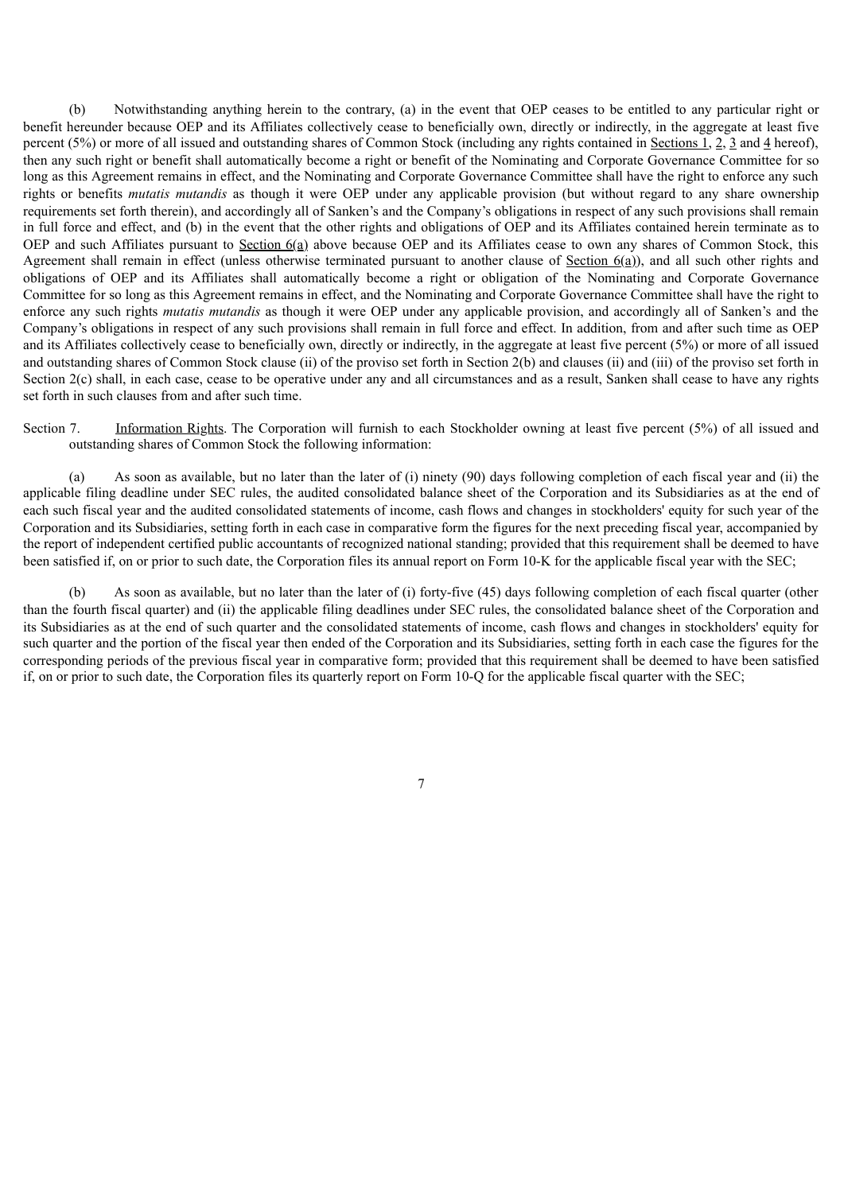(b) Notwithstanding anything herein to the contrary, (a) in the event that OEP ceases to be entitled to any particular right or benefit hereunder because OEP and its Affiliates collectively cease to beneficially own, directly or indirectly, in the aggregate at least five percent (5%) or more of all issued and outstanding shares of Common Stock (including any rights contained in Sections 1, 2, 3 and 4 hereof), then any such right or benefit shall automatically become a right or benefit of the Nominating and Corporate Governance Committee for so long as this Agreement remains in effect, and the Nominating and Corporate Governance Committee shall have the right to enforce any such rights or benefits *mutatis mutandis* as though it were OEP under any applicable provision (but without regard to any share ownership requirements set forth therein), and accordingly all of Sanken's and the Company's obligations in respect of any such provisions shall remain in full force and effect, and (b) in the event that the other rights and obligations of OEP and its Affiliates contained herein terminate as to OEP and such Affiliates pursuant to Section 6(a) above because OEP and its Affiliates cease to own any shares of Common Stock, this Agreement shall remain in effect (unless otherwise terminated pursuant to another clause of Section 6(a)), and all such other rights and obligations of OEP and its Affiliates shall automatically become a right or obligation of the Nominating and Corporate Governance Committee for so long as this Agreement remains in effect, and the Nominating and Corporate Governance Committee shall have the right to enforce any such rights *mutatis mutandis* as though it were OEP under any applicable provision, and accordingly all of Sanken's and the Company's obligations in respect of any such provisions shall remain in full force and effect. In addition, from and after such time as OEP and its Affiliates collectively cease to beneficially own, directly or indirectly, in the aggregate at least five percent (5%) or more of all issued and outstanding shares of Common Stock clause (ii) of the proviso set forth in Section 2(b) and clauses (ii) and (iii) of the proviso set forth in Section 2(c) shall, in each case, cease to be operative under any and all circumstances and as a result, Sanken shall cease to have any rights set forth in such clauses from and after such time.

Section 7. Information Rights. The Corporation will furnish to each Stockholder owning at least five percent (5%) of all issued and outstanding shares of Common Stock the following information:

(a) As soon as available, but no later than the later of (i) ninety (90) days following completion of each fiscal year and (ii) the applicable filing deadline under SEC rules, the audited consolidated balance sheet of the Corporation and its Subsidiaries as at the end of each such fiscal year and the audited consolidated statements of income, cash flows and changes in stockholders' equity for such year of the Corporation and its Subsidiaries, setting forth in each case in comparative form the figures for the next preceding fiscal year, accompanied by the report of independent certified public accountants of recognized national standing; provided that this requirement shall be deemed to have been satisfied if, on or prior to such date, the Corporation files its annual report on Form 10-K for the applicable fiscal year with the SEC;

(b) As soon as available, but no later than the later of (i) forty-five (45) days following completion of each fiscal quarter (other than the fourth fiscal quarter) and (ii) the applicable filing deadlines under SEC rules, the consolidated balance sheet of the Corporation and its Subsidiaries as at the end of such quarter and the consolidated statements of income, cash flows and changes in stockholders' equity for such quarter and the portion of the fiscal year then ended of the Corporation and its Subsidiaries, setting forth in each case the figures for the corresponding periods of the previous fiscal year in comparative form; provided that this requirement shall be deemed to have been satisfied if, on or prior to such date, the Corporation files its quarterly report on Form 10-Q for the applicable fiscal quarter with the SEC;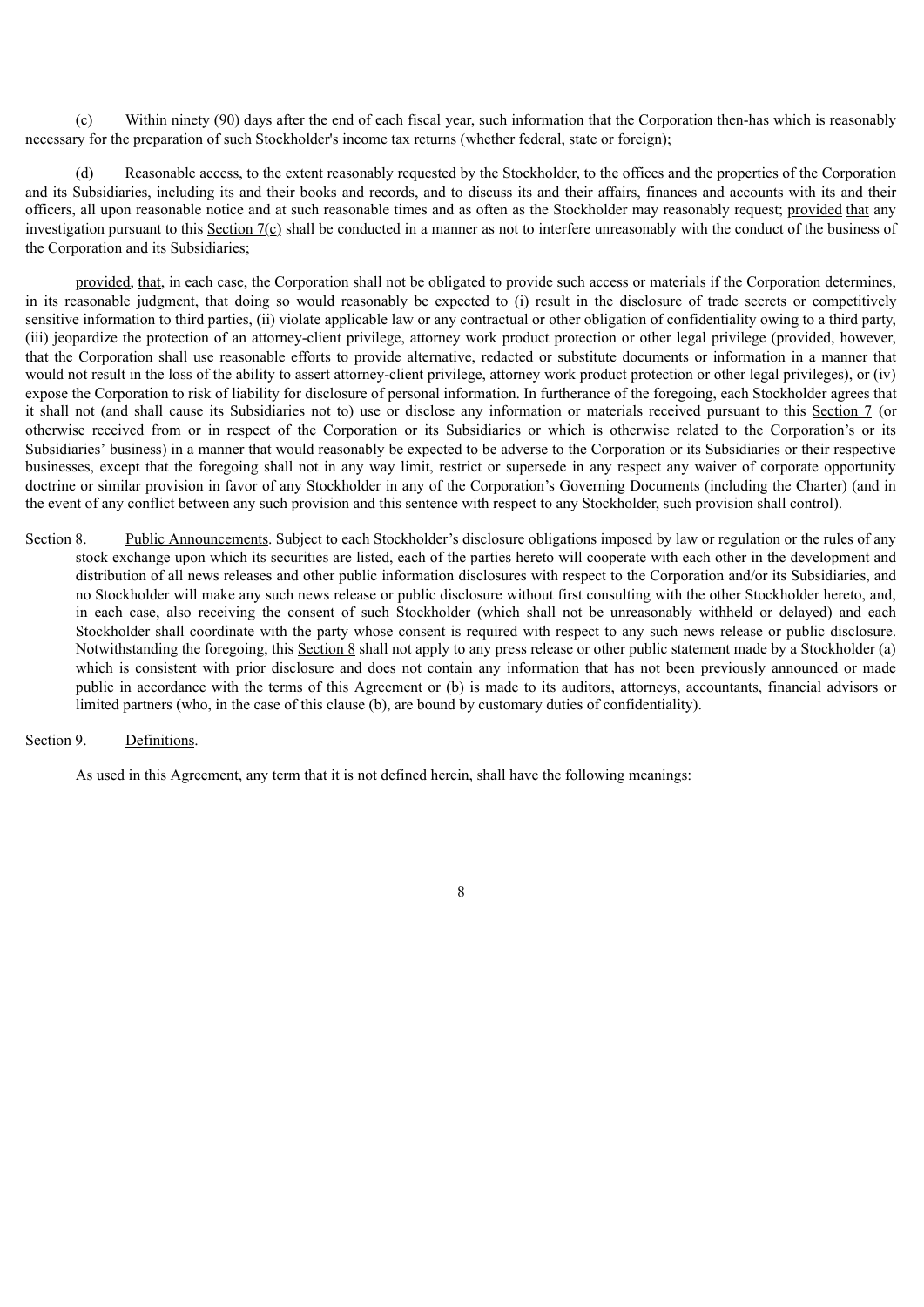(c) Within ninety (90) days after the end of each fiscal year, such information that the Corporation then-has which is reasonably necessary for the preparation of such Stockholder's income tax returns (whether federal, state or foreign);

(d) Reasonable access, to the extent reasonably requested by the Stockholder, to the offices and the properties of the Corporation and its Subsidiaries, including its and their books and records, and to discuss its and their affairs, finances and accounts with its and their officers, all upon reasonable notice and at such reasonable times and as often as the Stockholder may reasonably request; provided that any investigation pursuant to this Section 7(c) shall be conducted in a manner as not to interfere unreasonably with the conduct of the business of the Corporation and its Subsidiaries;

provided, that, in each case, the Corporation shall not be obligated to provide such access or materials if the Corporation determines, in its reasonable judgment, that doing so would reasonably be expected to (i) result in the disclosure of trade secrets or competitively sensitive information to third parties, (ii) violate applicable law or any contractual or other obligation of confidentiality owing to a third party, (iii) jeopardize the protection of an attorney-client privilege, attorney work product protection or other legal privilege (provided, however, that the Corporation shall use reasonable efforts to provide alternative, redacted or substitute documents or information in a manner that would not result in the loss of the ability to assert attorney-client privilege, attorney work product protection or other legal privileges), or (iv) expose the Corporation to risk of liability for disclosure of personal information. In furtherance of the foregoing, each Stockholder agrees that it shall not (and shall cause its Subsidiaries not to) use or disclose any information or materials received pursuant to this Section 7 (or otherwise received from or in respect of the Corporation or its Subsidiaries or which is otherwise related to the Corporation's or its Subsidiaries' business) in a manner that would reasonably be expected to be adverse to the Corporation or its Subsidiaries or their respective businesses, except that the foregoing shall not in any way limit, restrict or supersede in any respect any waiver of corporate opportunity doctrine or similar provision in favor of any Stockholder in any of the Corporation's Governing Documents (including the Charter) (and in the event of any conflict between any such provision and this sentence with respect to any Stockholder, such provision shall control).

Section 8. Public Announcements. Subject to each Stockholder's disclosure obligations imposed by law or regulation or the rules of any stock exchange upon which its securities are listed, each of the parties hereto will cooperate with each other in the development and distribution of all news releases and other public information disclosures with respect to the Corporation and/or its Subsidiaries, and no Stockholder will make any such news release or public disclosure without first consulting with the other Stockholder hereto, and, in each case, also receiving the consent of such Stockholder (which shall not be unreasonably withheld or delayed) and each Stockholder shall coordinate with the party whose consent is required with respect to any such news release or public disclosure. Notwithstanding the foregoing, this Section 8 shall not apply to any press release or other public statement made by a Stockholder (a) which is consistent with prior disclosure and does not contain any information that has not been previously announced or made public in accordance with the terms of this Agreement or (b) is made to its auditors, attorneys, accountants, financial advisors or limited partners (who, in the case of this clause (b), are bound by customary duties of confidentiality).

Section 9. Definitions.

As used in this Agreement, any term that it is not defined herein, shall have the following meanings: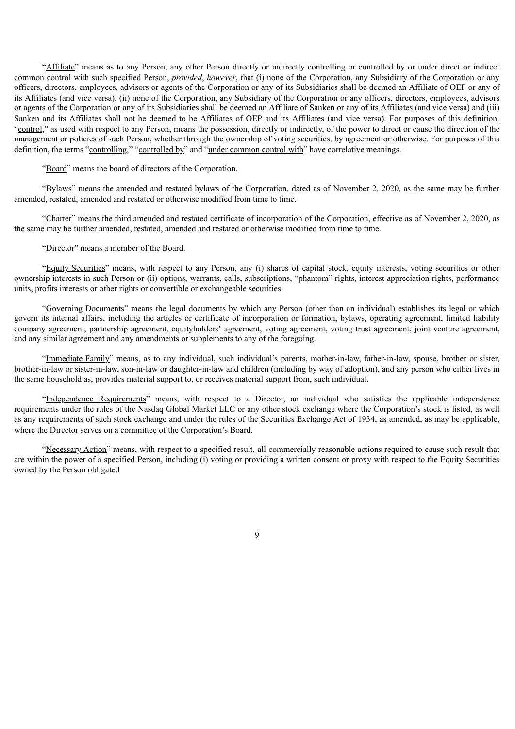"Affiliate" means as to any Person, any other Person directly or indirectly controlling or controlled by or under direct or indirect common control with such specified Person, *provided*, *however*, that (i) none of the Corporation, any Subsidiary of the Corporation or any officers, directors, employees, advisors or agents of the Corporation or any of its Subsidiaries shall be deemed an Affiliate of OEP or any of its Affiliates (and vice versa), (ii) none of the Corporation, any Subsidiary of the Corporation or any officers, directors, employees, advisors or agents of the Corporation or any of its Subsidiaries shall be deemed an Affiliate of Sanken or any of its Affiliates (and vice versa) and (iii) Sanken and its Affiliates shall not be deemed to be Affiliates of OEP and its Affiliates (and vice versa). For purposes of this definition, "control," as used with respect to any Person, means the possession, directly or indirectly, of the power to direct or cause the direction of the management or policies of such Person, whether through the ownership of voting securities, by agreement or otherwise. For purposes of this definition, the terms "controlling," "controlled by" and "under common control with" have correlative meanings.

"Board" means the board of directors of the Corporation.

"Bylaws" means the amended and restated bylaws of the Corporation, dated as of November 2, 2020, as the same may be further amended, restated, amended and restated or otherwise modified from time to time.

"Charter" means the third amended and restated certificate of incorporation of the Corporation, effective as of November 2, 2020, as the same may be further amended, restated, amended and restated or otherwise modified from time to time.

"Director" means a member of the Board.

"Equity Securities" means, with respect to any Person, any (i) shares of capital stock, equity interests, voting securities or other ownership interests in such Person or (ii) options, warrants, calls, subscriptions, "phantom" rights, interest appreciation rights, performance units, profits interests or other rights or convertible or exchangeable securities.

"Governing Documents" means the legal documents by which any Person (other than an individual) establishes its legal or which govern its internal affairs, including the articles or certificate of incorporation or formation, bylaws, operating agreement, limited liability company agreement, partnership agreement, equityholders' agreement, voting agreement, voting trust agreement, joint venture agreement, and any similar agreement and any amendments or supplements to any of the foregoing.

"Immediate Family" means, as to any individual, such individual's parents, mother-in-law, father-in-law, spouse, brother or sister, brother-in-law or sister-in-law, son-in-law or daughter-in-law and children (including by way of adoption), and any person who either lives in the same household as, provides material support to, or receives material support from, such individual.

"Independence Requirements" means, with respect to a Director, an individual who satisfies the applicable independence requirements under the rules of the Nasdaq Global Market LLC or any other stock exchange where the Corporation's stock is listed, as well as any requirements of such stock exchange and under the rules of the Securities Exchange Act of 1934, as amended, as may be applicable, where the Director serves on a committee of the Corporation's Board.

"Necessary Action" means, with respect to a specified result, all commercially reasonable actions required to cause such result that are within the power of a specified Person, including (i) voting or providing a written consent or proxy with respect to the Equity Securities owned by the Person obligated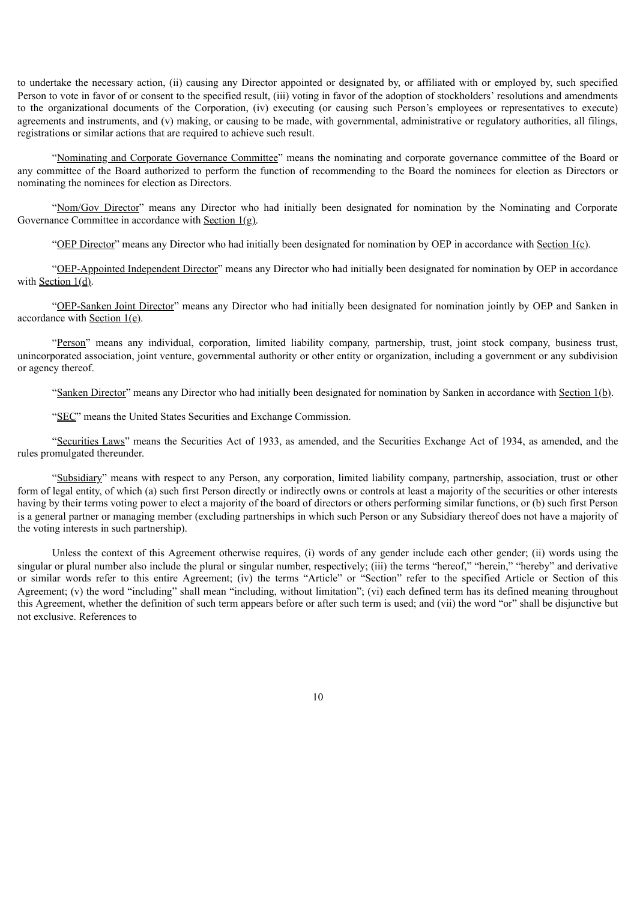to undertake the necessary action, (ii) causing any Director appointed or designated by, or affiliated with or employed by, such specified Person to vote in favor of or consent to the specified result, (iii) voting in favor of the adoption of stockholders' resolutions and amendments to the organizational documents of the Corporation, (iv) executing (or causing such Person's employees or representatives to execute) agreements and instruments, and (v) making, or causing to be made, with governmental, administrative or regulatory authorities, all filings, registrations or similar actions that are required to achieve such result.

"Nominating and Corporate Governance Committee" means the nominating and corporate governance committee of the Board or any committee of the Board authorized to perform the function of recommending to the Board the nominees for election as Directors or nominating the nominees for election as Directors.

"Nom/Gov Director" means any Director who had initially been designated for nomination by the Nominating and Corporate Governance Committee in accordance with Section 1(g).

"OEP Director" means any Director who had initially been designated for nomination by OEP in accordance with Section 1(c).

"OEP-Appointed Independent Director" means any Director who had initially been designated for nomination by OEP in accordance with Section 1(d).

"OEP-Sanken Joint Director" means any Director who had initially been designated for nomination jointly by OEP and Sanken in accordance with Section 1(e).

"Person" means any individual, corporation, limited liability company, partnership, trust, joint stock company, business trust, unincorporated association, joint venture, governmental authority or other entity or organization, including a government or any subdivision or agency thereof.

"Sanken Director" means any Director who had initially been designated for nomination by Sanken in accordance with Section 1(b).

"SEC" means the United States Securities and Exchange Commission.

"Securities Laws" means the Securities Act of 1933, as amended, and the Securities Exchange Act of 1934, as amended, and the rules promulgated thereunder.

"Subsidiary" means with respect to any Person, any corporation, limited liability company, partnership, association, trust or other form of legal entity, of which (a) such first Person directly or indirectly owns or controls at least a majority of the securities or other interests having by their terms voting power to elect a majority of the board of directors or others performing similar functions, or (b) such first Person is a general partner or managing member (excluding partnerships in which such Person or any Subsidiary thereof does not have a majority of the voting interests in such partnership).

Unless the context of this Agreement otherwise requires, (i) words of any gender include each other gender; (ii) words using the singular or plural number also include the plural or singular number, respectively; (iii) the terms "hereof," "herein," "hereby" and derivative or similar words refer to this entire Agreement; (iv) the terms "Article" or "Section" refer to the specified Article or Section of this Agreement; (v) the word "including" shall mean "including, without limitation"; (vi) each defined term has its defined meaning throughout this Agreement, whether the definition of such term appears before or after such term is used; and (vii) the word "or" shall be disjunctive but not exclusive. References to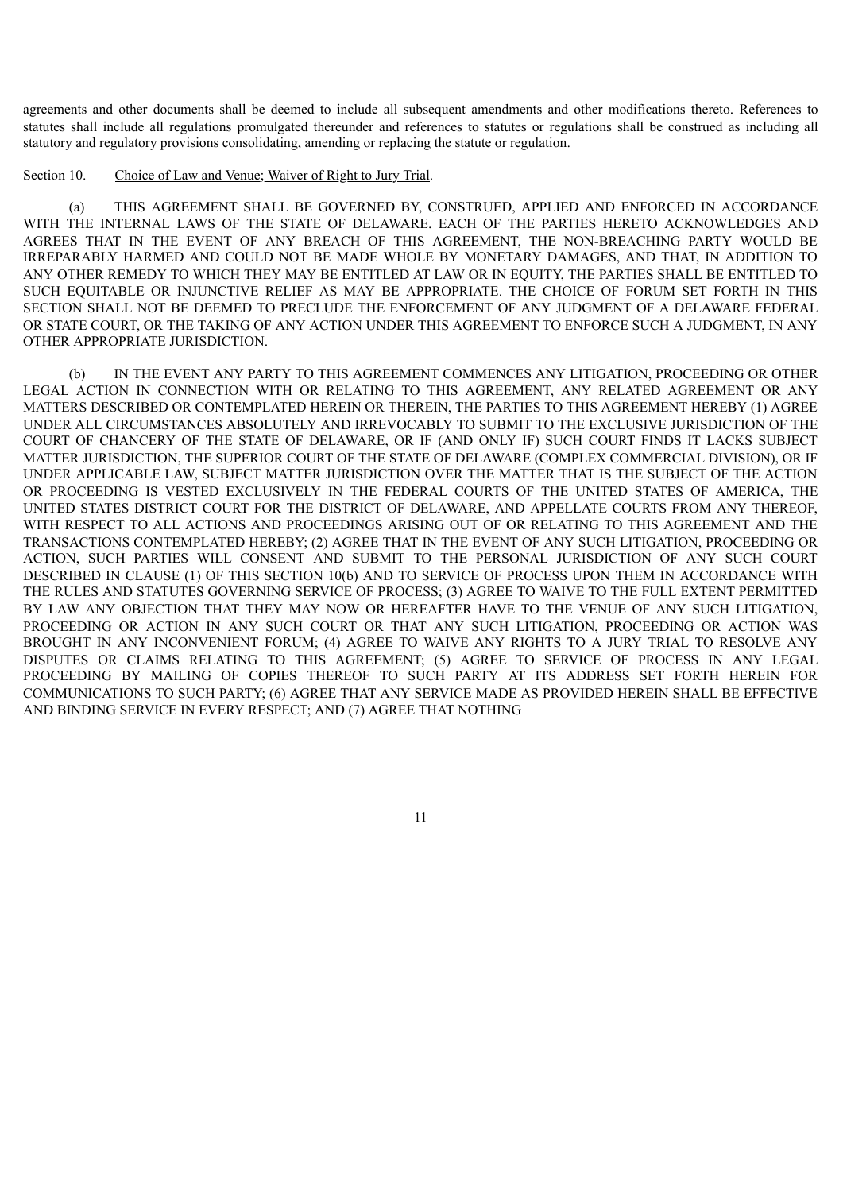agreements and other documents shall be deemed to include all subsequent amendments and other modifications thereto. References to statutes shall include all regulations promulgated thereunder and references to statutes or regulations shall be construed as including all statutory and regulatory provisions consolidating, amending or replacing the statute or regulation.

Section 10. Choice of Law and Venue; Waiver of Right to Jury Trial.

(a) THIS AGREEMENT SHALL BE GOVERNED BY, CONSTRUED, APPLIED AND ENFORCED IN ACCORDANCE WITH THE INTERNAL LAWS OF THE STATE OF DELAWARE. EACH OF THE PARTIES HERETO ACKNOWLEDGES AND AGREES THAT IN THE EVENT OF ANY BREACH OF THIS AGREEMENT, THE NON-BREACHING PARTY WOULD BE IRREPARABLY HARMED AND COULD NOT BE MADE WHOLE BY MONETARY DAMAGES, AND THAT, IN ADDITION TO ANY OTHER REMEDY TO WHICH THEY MAY BE ENTITLED AT LAW OR IN EQUITY, THE PARTIES SHALL BE ENTITLED TO SUCH EQUITABLE OR INJUNCTIVE RELIEF AS MAY BE APPROPRIATE. THE CHOICE OF FORUM SET FORTH IN THIS SECTION SHALL NOT BE DEEMED TO PRECLUDE THE ENFORCEMENT OF ANY JUDGMENT OF A DELAWARE FEDERAL OR STATE COURT, OR THE TAKING OF ANY ACTION UNDER THIS AGREEMENT TO ENFORCE SUCH A JUDGMENT, IN ANY OTHER APPROPRIATE JURISDICTION.

(b) IN THE EVENT ANY PARTY TO THIS AGREEMENT COMMENCES ANY LITIGATION, PROCEEDING OR OTHER LEGAL ACTION IN CONNECTION WITH OR RELATING TO THIS AGREEMENT, ANY RELATED AGREEMENT OR ANY MATTERS DESCRIBED OR CONTEMPLATED HEREIN OR THEREIN, THE PARTIES TO THIS AGREEMENT HEREBY (1) AGREE UNDER ALL CIRCUMSTANCES ABSOLUTELY AND IRREVOCABLY TO SUBMIT TO THE EXCLUSIVE JURISDICTION OF THE COURT OF CHANCERY OF THE STATE OF DELAWARE, OR IF (AND ONLY IF) SUCH COURT FINDS IT LACKS SUBJECT MATTER JURISDICTION, THE SUPERIOR COURT OF THE STATE OF DELAWARE (COMPLEX COMMERCIAL DIVISION), OR IF UNDER APPLICABLE LAW, SUBJECT MATTER JURISDICTION OVER THE MATTER THAT IS THE SUBJECT OF THE ACTION OR PROCEEDING IS VESTED EXCLUSIVELY IN THE FEDERAL COURTS OF THE UNITED STATES OF AMERICA, THE UNITED STATES DISTRICT COURT FOR THE DISTRICT OF DELAWARE, AND APPELLATE COURTS FROM ANY THEREOF, WITH RESPECT TO ALL ACTIONS AND PROCEEDINGS ARISING OUT OF OR RELATING TO THIS AGREEMENT AND THE TRANSACTIONS CONTEMPLATED HEREBY; (2) AGREE THAT IN THE EVENT OF ANY SUCH LITIGATION, PROCEEDING OR ACTION, SUCH PARTIES WILL CONSENT AND SUBMIT TO THE PERSONAL JURISDICTION OF ANY SUCH COURT DESCRIBED IN CLAUSE (1) OF THIS SECTION 10(b) AND TO SERVICE OF PROCESS UPON THEM IN ACCORDANCE WITH THE RULES AND STATUTES GOVERNING SERVICE OF PROCESS; (3) AGREE TO WAIVE TO THE FULL EXTENT PERMITTED BY LAW ANY OBJECTION THAT THEY MAY NOW OR HEREAFTER HAVE TO THE VENUE OF ANY SUCH LITIGATION, PROCEEDING OR ACTION IN ANY SUCH COURT OR THAT ANY SUCH LITIGATION, PROCEEDING OR ACTION WAS BROUGHT IN ANY INCONVENIENT FORUM; (4) AGREE TO WAIVE ANY RIGHTS TO A JURY TRIAL TO RESOLVE ANY DISPUTES OR CLAIMS RELATING TO THIS AGREEMENT; (5) AGREE TO SERVICE OF PROCESS IN ANY LEGAL PROCEEDING BY MAILING OF COPIES THEREOF TO SUCH PARTY AT ITS ADDRESS SET FORTH HEREIN FOR COMMUNICATIONS TO SUCH PARTY; (6) AGREE THAT ANY SERVICE MADE AS PROVIDED HEREIN SHALL BE EFFECTIVE AND BINDING SERVICE IN EVERY RESPECT; AND (7) AGREE THAT NOTHING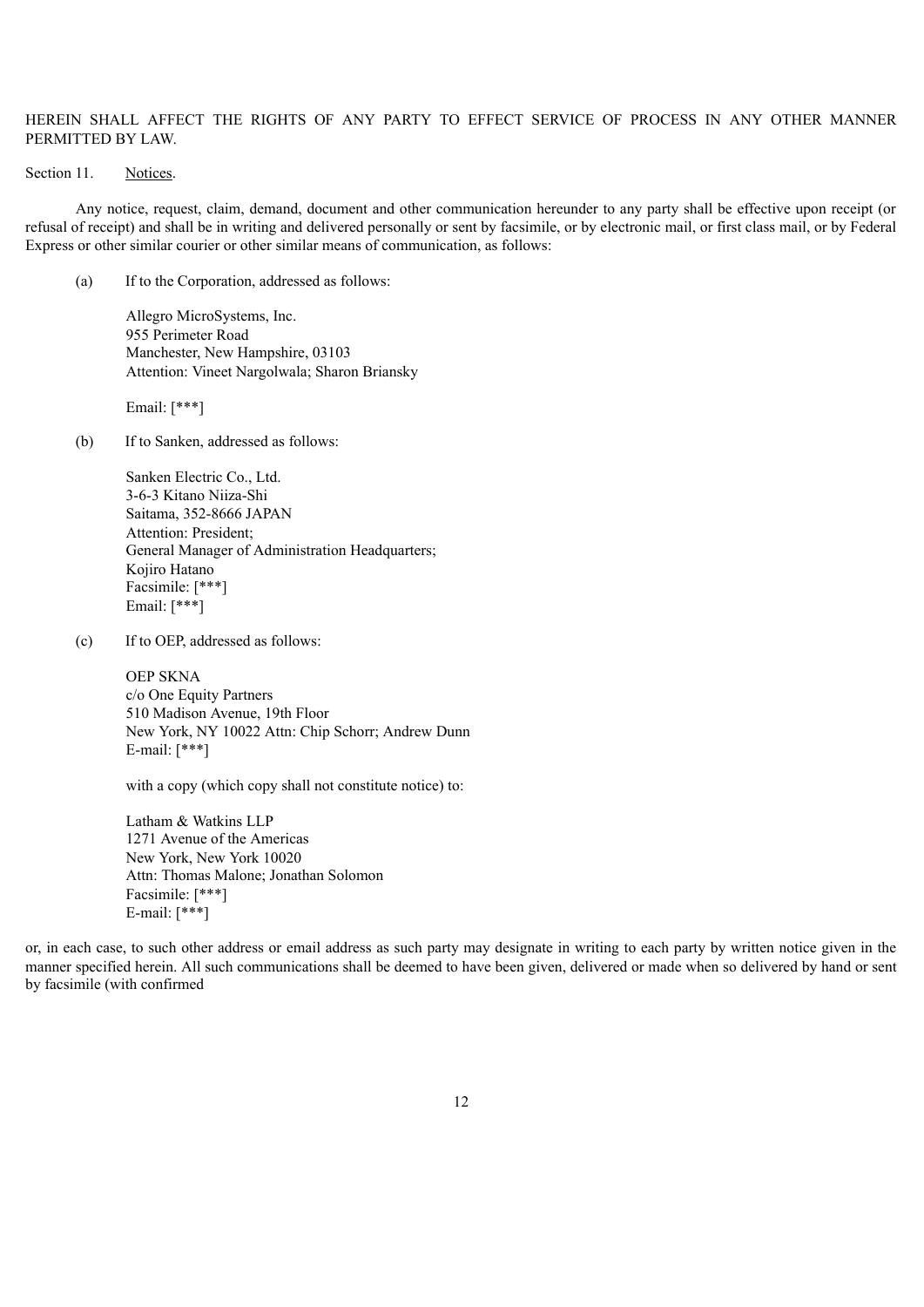HEREIN SHALL AFFECT THE RIGHTS OF ANY PARTY TO EFFECT SERVICE OF PROCESS IN ANY OTHER MANNER PERMITTED BY LAW.

Section 11. Notices.

Any notice, request, claim, demand, document and other communication hereunder to any party shall be effective upon receipt (or refusal of receipt) and shall be in writing and delivered personally or sent by facsimile, or by electronic mail, or first class mail, or by Federal Express or other similar courier or other similar means of communication, as follows:

(a) If to the Corporation, addressed as follows:

Allegro MicroSystems, Inc.
955 Perimeter Road
Manchester, New Hampshire, 03103
Attention: Vineet Nargolwala; Sharon Briansky

Email: [***]

(b) If to Sanken, addressed as follows:

Sanken Electric Co., Ltd.
3-6-3 Kitano Niiza-Shi
Saitama, 352-8666 JAPAN
Attention: President;
General Manager of Administration Headquarters;
Kojiro Hatano
Facsimile: [***]
Email: [***]

(c) If to OEP, addressed as follows:

OEP SKNA
c/o One Equity Partners
510 Madison Avenue, 19th Floor
New York, NY 10022 Attn: Chip Schorr; Andrew Dunn
E-mail: [***]

with a copy (which copy shall not constitute notice) to:

Latham & Watkins LLP
1271 Avenue of the Americas
New York, New York 10020
Attn: Thomas Malone; Jonathan Solomon
Facsimile: [***]
E-mail: [***]

or, in each case, to such other address or email address as such party may designate in writing to each party by written notice given in the manner specified herein. All such communications shall be deemed to have been given, delivered or made when so delivered by hand or sent by facsimile (with confirmed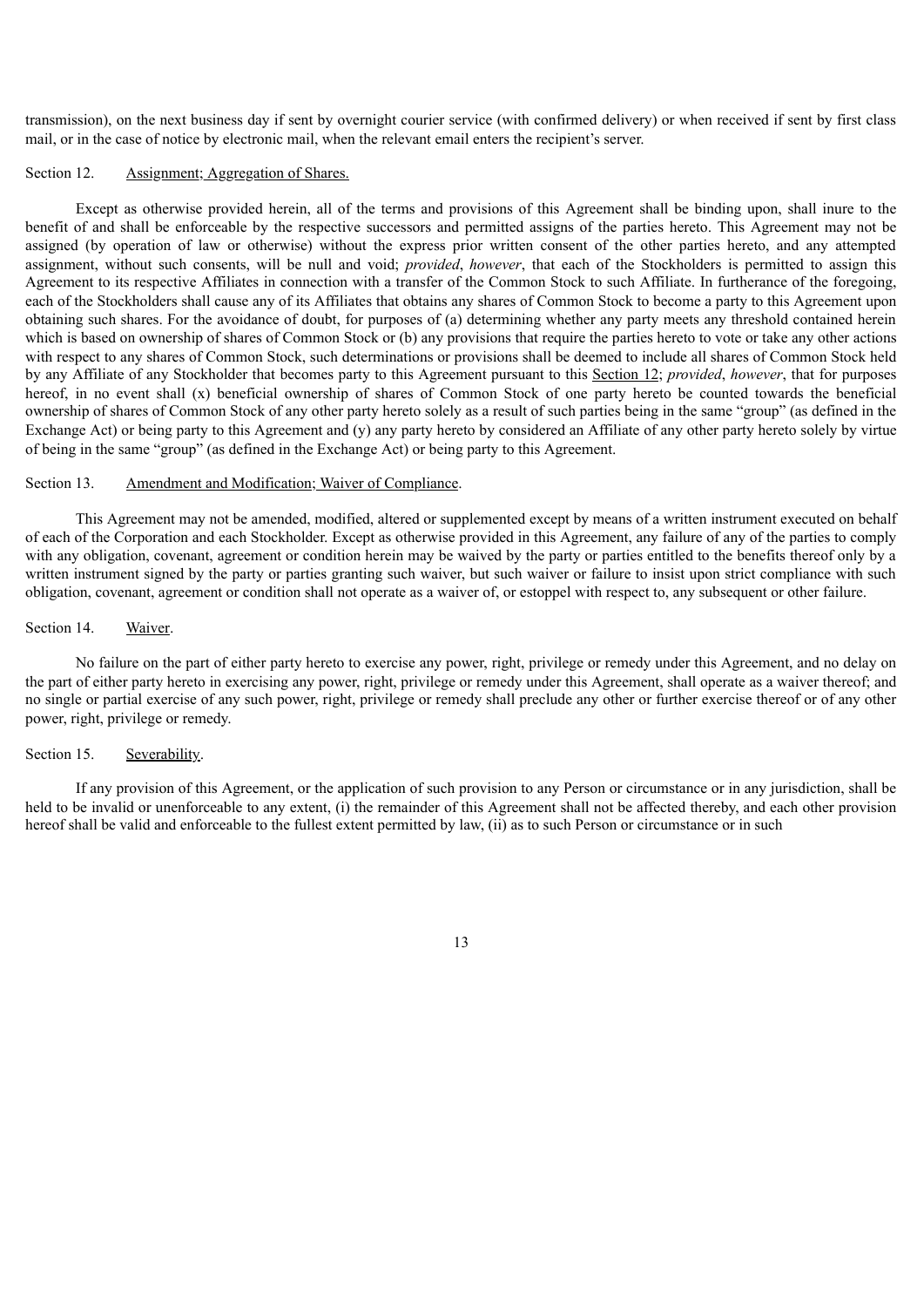transmission), on the next business day if sent by overnight courier service (with confirmed delivery) or when received if sent by first class mail, or in the case of notice by electronic mail, when the relevant email enters the recipient's server.

Section 12. Assignment; Aggregation of Shares.

Except as otherwise provided herein, all of the terms and provisions of this Agreement shall be binding upon, shall inure to the benefit of and shall be enforceable by the respective successors and permitted assigns of the parties hereto. This Agreement may not be assigned (by operation of law or otherwise) without the express prior written consent of the other parties hereto, and any attempted assignment, without such consents, will be null and void; *provided*, *however*, that each of the Stockholders is permitted to assign this Agreement to its respective Affiliates in connection with a transfer of the Common Stock to such Affiliate. In furtherance of the foregoing, each of the Stockholders shall cause any of its Affiliates that obtains any shares of Common Stock to become a party to this Agreement upon obtaining such shares. For the avoidance of doubt, for purposes of (a) determining whether any party meets any threshold contained herein which is based on ownership of shares of Common Stock or (b) any provisions that require the parties hereto to vote or take any other actions with respect to any shares of Common Stock, such determinations or provisions shall be deemed to include all shares of Common Stock held by any Affiliate of any Stockholder that becomes party to this Agreement pursuant to this Section 12; *provided*, *however*, that for purposes hereof, in no event shall (x) beneficial ownership of shares of Common Stock of one party hereto be counted towards the beneficial ownership of shares of Common Stock of any other party hereto solely as a result of such parties being in the same "group" (as defined in the Exchange Act) or being party to this Agreement and (y) any party hereto by considered an Affiliate of any other party hereto solely by virtue of being in the same "group" (as defined in the Exchange Act) or being party to this Agreement.

Section 13. Amendment and Modification; Waiver of Compliance.

This Agreement may not be amended, modified, altered or supplemented except by means of a written instrument executed on behalf of each of the Corporation and each Stockholder. Except as otherwise provided in this Agreement, any failure of any of the parties to comply with any obligation, covenant, agreement or condition herein may be waived by the party or parties entitled to the benefits thereof only by a written instrument signed by the party or parties granting such waiver, but such waiver or failure to insist upon strict compliance with such obligation, covenant, agreement or condition shall not operate as a waiver of, or estoppel with respect to, any subsequent or other failure.

Section 14. Waiver.

No failure on the part of either party hereto to exercise any power, right, privilege or remedy under this Agreement, and no delay on the part of either party hereto in exercising any power, right, privilege or remedy under this Agreement, shall operate as a waiver thereof; and no single or partial exercise of any such power, right, privilege or remedy shall preclude any other or further exercise thereof or of any other power, right, privilege or remedy.

Section 15. Severability.

If any provision of this Agreement, or the application of such provision to any Person or circumstance or in any jurisdiction, shall be held to be invalid or unenforceable to any extent, (i) the remainder of this Agreement shall not be affected thereby, and each other provision hereof shall be valid and enforceable to the fullest extent permitted by law, (ii) as to such Person or circumstance or in such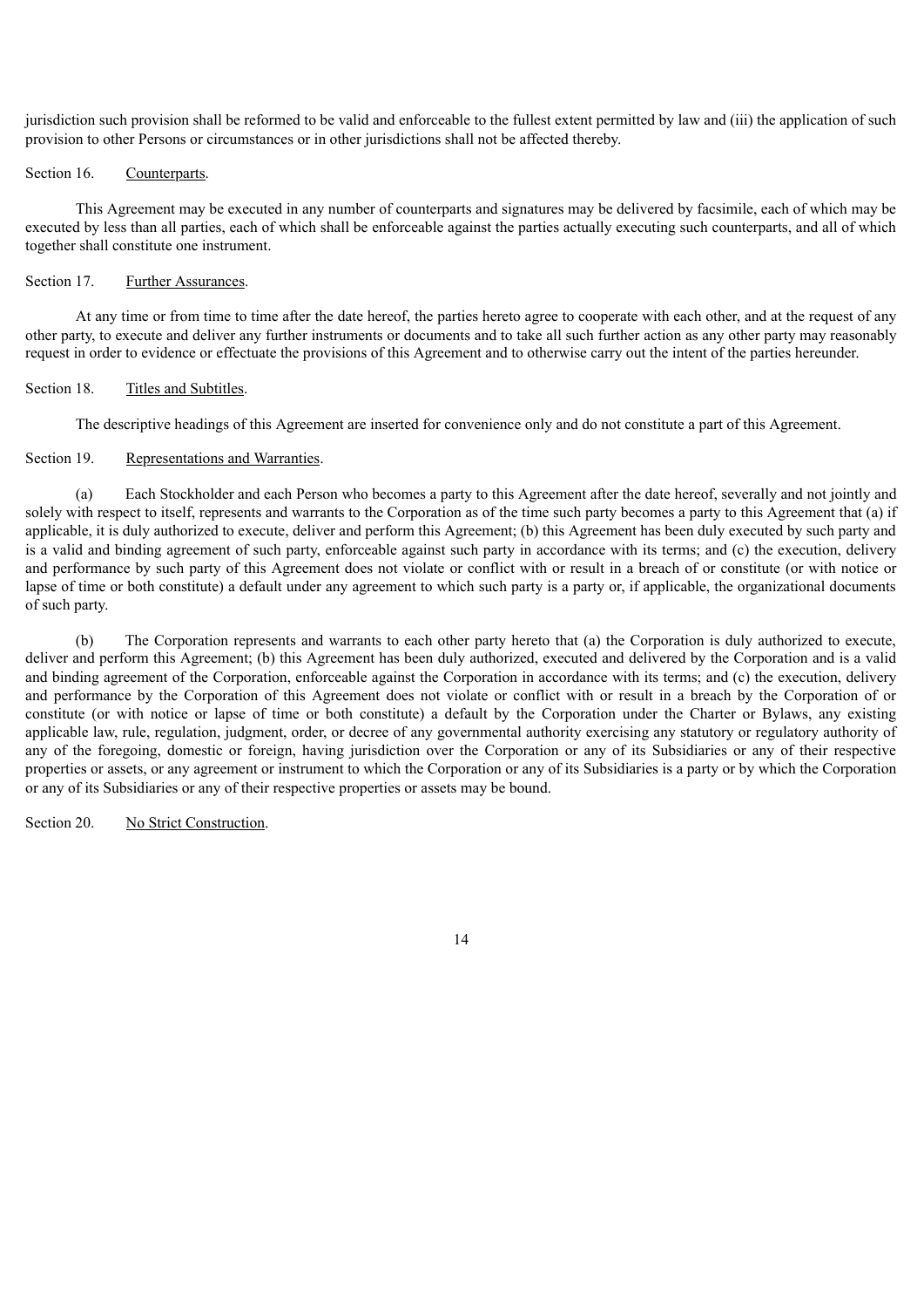jurisdiction such provision shall be reformed to be valid and enforceable to the fullest extent permitted by law and (iii) the application of such provision to other Persons or circumstances or in other jurisdictions shall not be affected thereby.

Section 16. Counterparts.

This Agreement may be executed in any number of counterparts and signatures may be delivered by facsimile, each of which may be executed by less than all parties, each of which shall be enforceable against the parties actually executing such counterparts, and all of which together shall constitute one instrument.

Section 17. Further Assurances.

At any time or from time to time after the date hereof, the parties hereto agree to cooperate with each other, and at the request of any other party, to execute and deliver any further instruments or documents and to take all such further action as any other party may reasonably request in order to evidence or effectuate the provisions of this Agreement and to otherwise carry out the intent of the parties hereunder.

Section 18. Titles and Subtitles.

The descriptive headings of this Agreement are inserted for convenience only and do not constitute a part of this Agreement.

Section 19. Representations and Warranties.

(a) Each Stockholder and each Person who becomes a party to this Agreement after the date hereof, severally and not jointly and solely with respect to itself, represents and warrants to the Corporation as of the time such party becomes a party to this Agreement that (a) if applicable, it is duly authorized to execute, deliver and perform this Agreement; (b) this Agreement has been duly executed by such party and is a valid and binding agreement of such party, enforceable against such party in accordance with its terms; and (c) the execution, delivery and performance by such party of this Agreement does not violate or conflict with or result in a breach of or constitute (or with notice or lapse of time or both constitute) a default under any agreement to which such party is a party or, if applicable, the organizational documents of such party.

(b) The Corporation represents and warrants to each other party hereto that (a) the Corporation is duly authorized to execute, deliver and perform this Agreement; (b) this Agreement has been duly authorized, executed and delivered by the Corporation and is a valid and binding agreement of the Corporation, enforceable against the Corporation in accordance with its terms; and (c) the execution, delivery and performance by the Corporation of this Agreement does not violate or conflict with or result in a breach by the Corporation of or constitute (or with notice or lapse of time or both constitute) a default by the Corporation under the Charter or Bylaws, any existing applicable law, rule, regulation, judgment, order, or decree of any governmental authority exercising any statutory or regulatory authority of any of the foregoing, domestic or foreign, having jurisdiction over the Corporation or any of its Subsidiaries or any of their respective properties or assets, or any agreement or instrument to which the Corporation or any of its Subsidiaries is a party or by which the Corporation or any of its Subsidiaries or any of their respective properties or assets may be bound.

Section 20. No Strict Construction.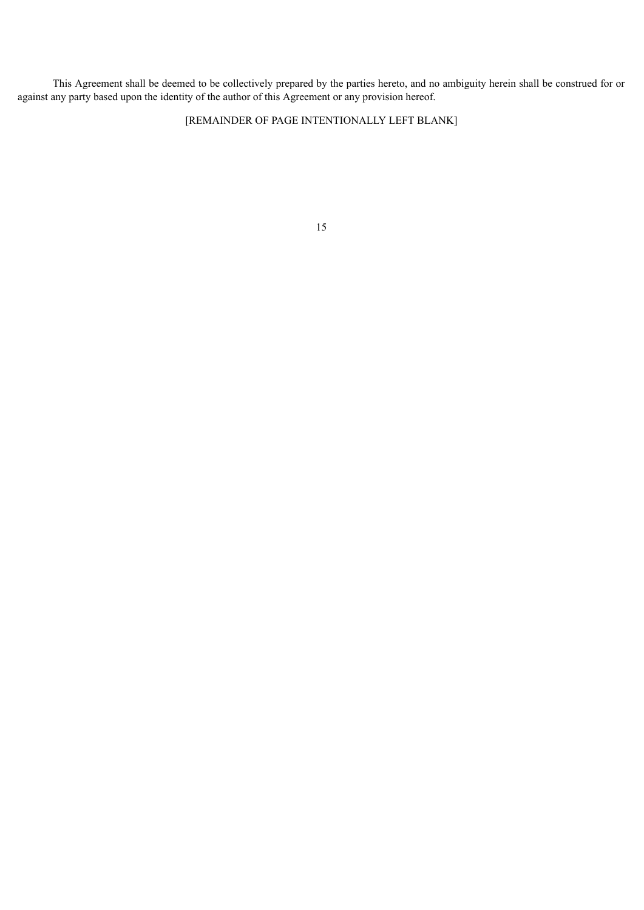This Agreement shall be deemed to be collectively prepared by the parties hereto, and no ambiguity herein shall be construed for or against any party based upon the identity of the author of this Agreement or any provision hereof.

[REMAINDER OF PAGE INTENTIONALLY LEFT BLANK]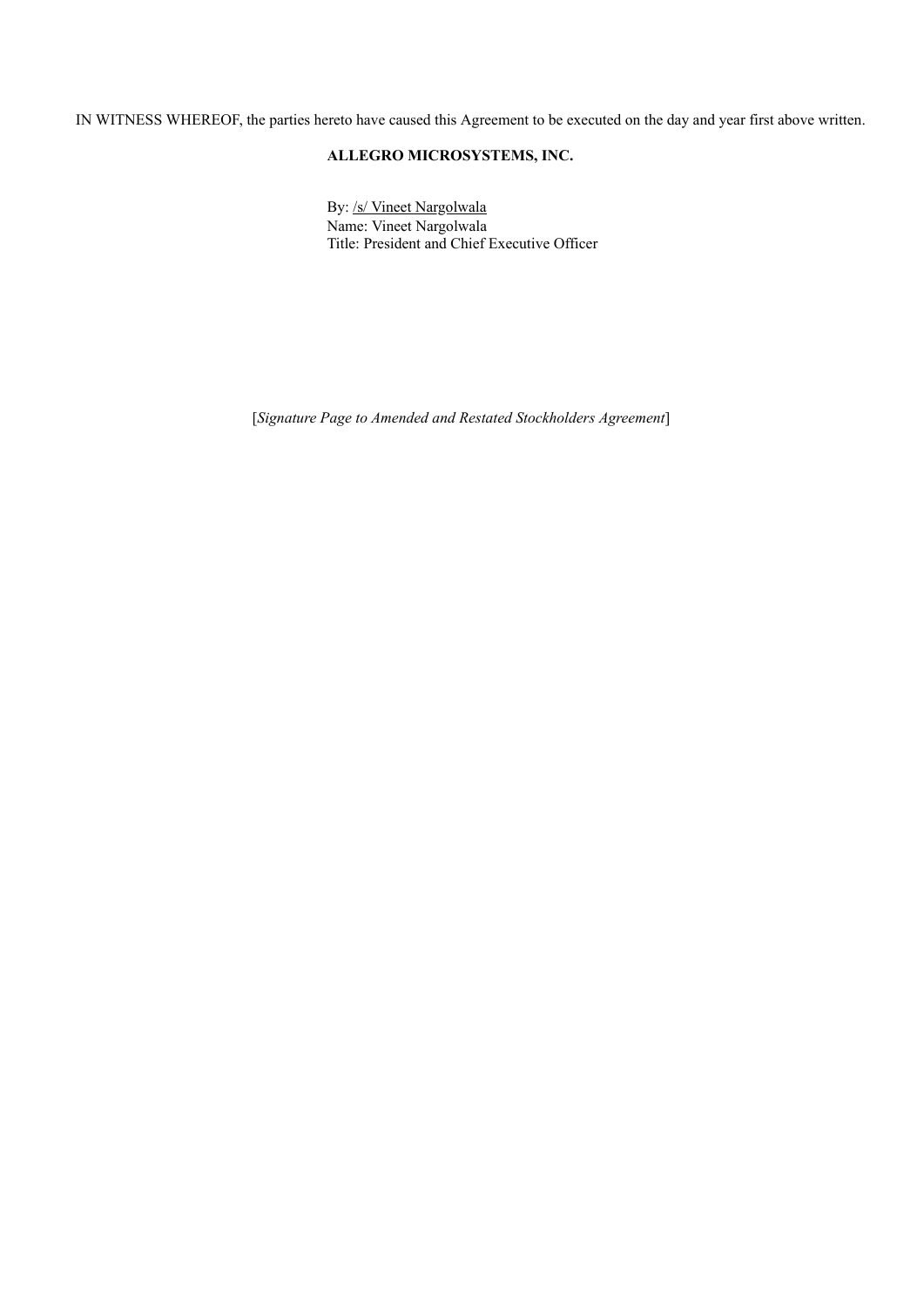IN WITNESS WHEREOF, the parties hereto have caused this Agreement to be executed on the day and year first above written.

**ALLEGRO MICROSYSTEMS, INC.**

By: /s/ Vineet Nargolwala
Name: Vineet Nargolwala
Title: President and Chief Executive Officer

[*Signature Page to Amended and Restated Stockholders Agreement*]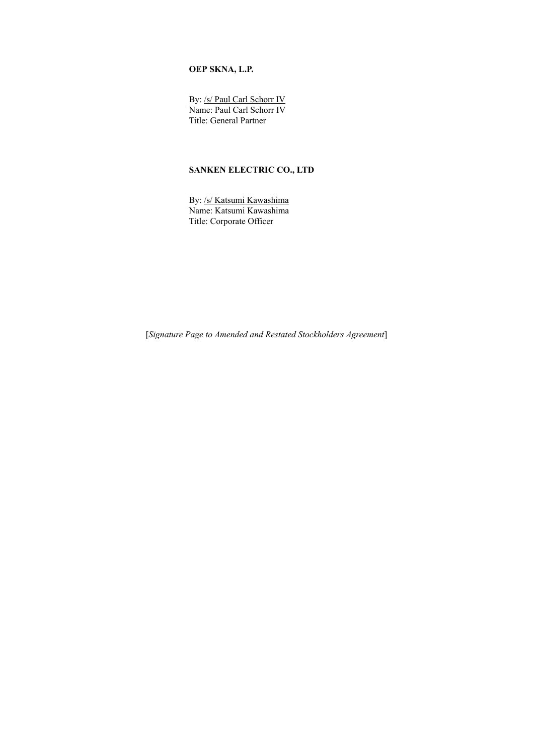**OEP SKNA, L.P.**

By: /s/ Paul Carl Schorr IV
Name: Paul Carl Schorr IV
Title: General Partner

**SANKEN ELECTRIC CO., LTD**

By: /s/ Katsumi Kawashima
Name: Katsumi Kawashima
Title: Corporate Officer

[*Signature Page to Amended and Restated Stockholders Agreement*]